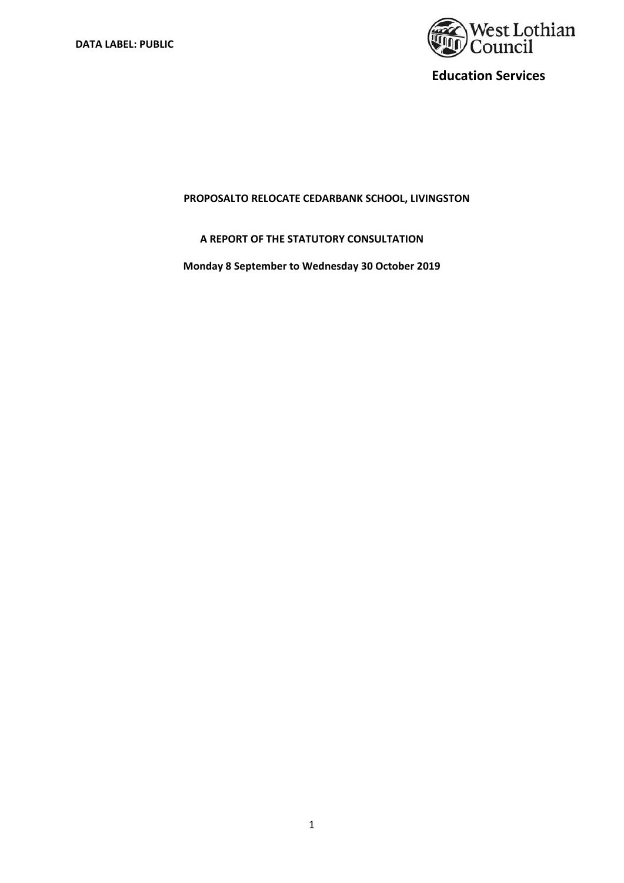**DATA LABEL: PUBLIC**

West Lothian Council

**Education Services**

**PROPOSALTO RELOCATE CEDARBANK SCHOOL, LIVINGSTON**

**A REPORT OF THE STATUTORY CONSULTATION**

**Monday 8 September to Wednesday 30 October 2019**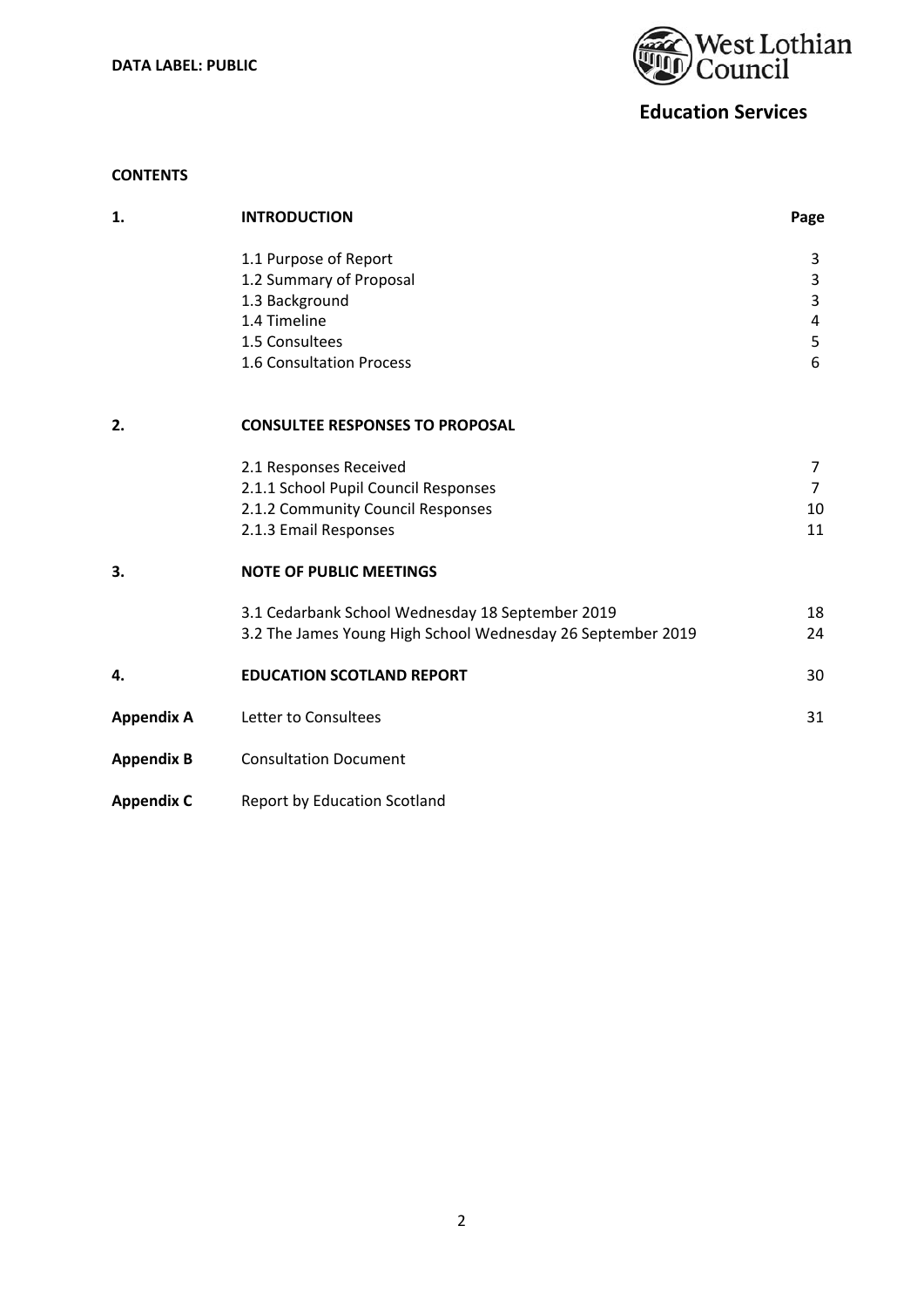**DATA LABEL: PUBLIC**

West Lothian Council

**Education Services**

**CONTENTS**

| | | |
|---|---|---|
| **1.** | **INTRODUCTION** | **Page** |
| | 1.1 Purpose of Report | 3 |
| | 1.2 Summary of Proposal | 3 |
| | 1.3 Background | 3 |
| | 1.4 Timeline | 4 |
| | 1.5 Consultees | 5 |
| | 1.6 Consultation Process | 6 |
| **2.** | **CONSULTEE RESPONSES TO PROPOSAL** | |
| | 2.1 Responses Received | 7 |
| | 2.1.1 School Pupil Council Responses | 7 |
| | 2.1.2 Community Council Responses | 10 |
| | 2.1.3 Email Responses | 11 |
| **3.** | **NOTE OF PUBLIC MEETINGS** | |
| | 3.1 Cedarbank School Wednesday 18 September 2019 | 18 |
| | 3.2 The James Young High School Wednesday 26 September 2019 | 24 |
| **4.** | **EDUCATION SCOTLAND REPORT** | 30 |
| **Appendix A** | Letter to Consultees | 31 |
| **Appendix B** | Consultation Document | |
| **Appendix C** | Report by Education Scotland | |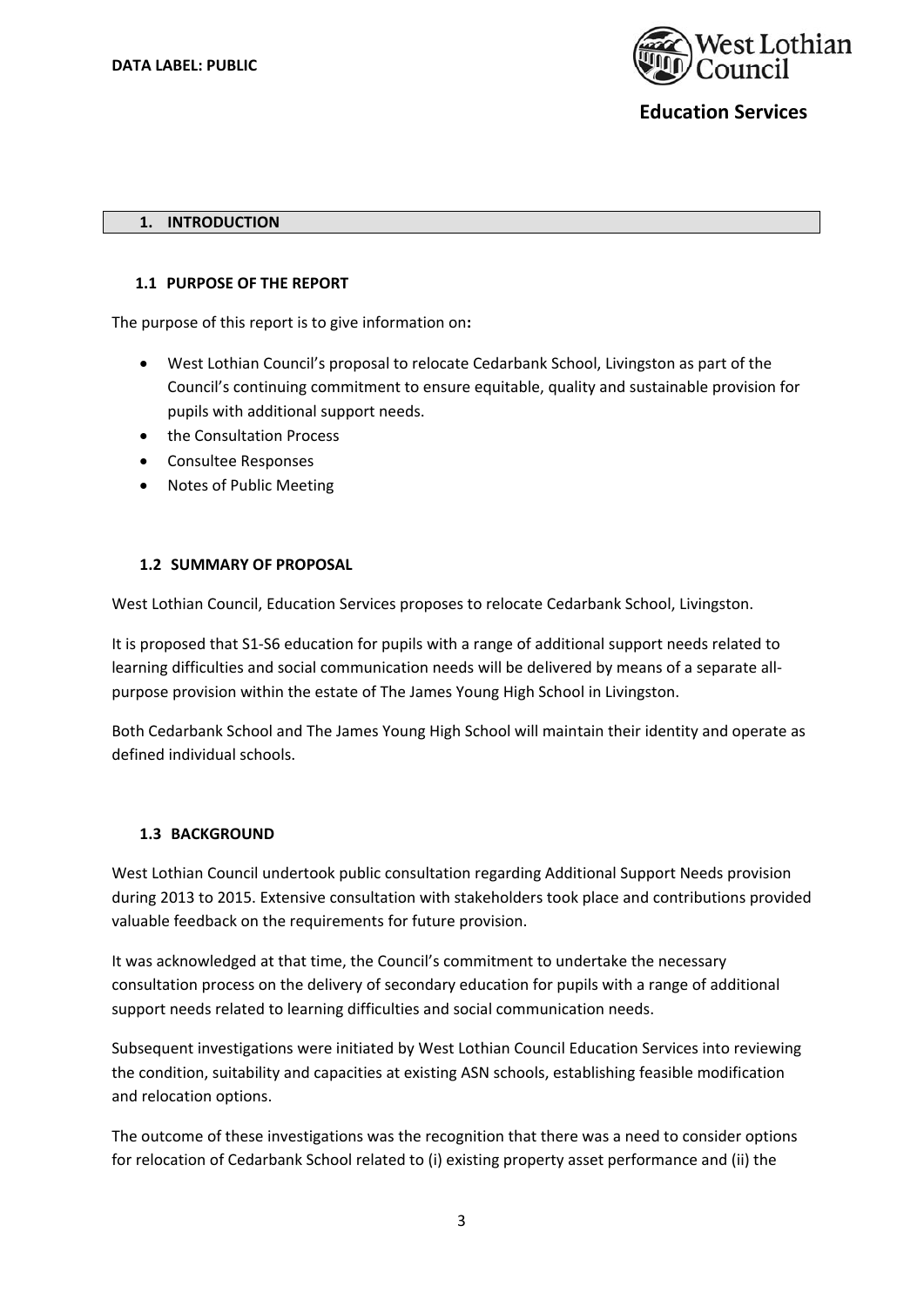## 1. INTRODUCTION

### 1.1 PURPOSE OF THE REPORT

The purpose of this report is to give information on:

- West Lothian Council's proposal to relocate Cedarbank School, Livingston as part of the Council's continuing commitment to ensure equitable, quality and sustainable provision for pupils with additional support needs.
- the Consultation Process
- Consultee Responses
- Notes of Public Meeting

### 1.2 SUMMARY OF PROPOSAL

West Lothian Council, Education Services proposes to relocate Cedarbank School, Livingston.

It is proposed that S1-S6 education for pupils with a range of additional support needs related to learning difficulties and social communication needs will be delivered by means of a separate all-purpose provision within the estate of The James Young High School in Livingston.

Both Cedarbank School and The James Young High School will maintain their identity and operate as defined individual schools.

### 1.3 BACKGROUND

West Lothian Council undertook public consultation regarding Additional Support Needs provision during 2013 to 2015. Extensive consultation with stakeholders took place and contributions provided valuable feedback on the requirements for future provision.

It was acknowledged at that time, the Council's commitment to undertake the necessary consultation process on the delivery of secondary education for pupils with a range of additional support needs related to learning difficulties and social communication needs.

Subsequent investigations were initiated by West Lothian Council Education Services into reviewing the condition, suitability and capacities at existing ASN schools, establishing feasible modification and relocation options.

The outcome of these investigations was the recognition that there was a need to consider options for relocation of Cedarbank School related to (i) existing property asset performance and (ii) the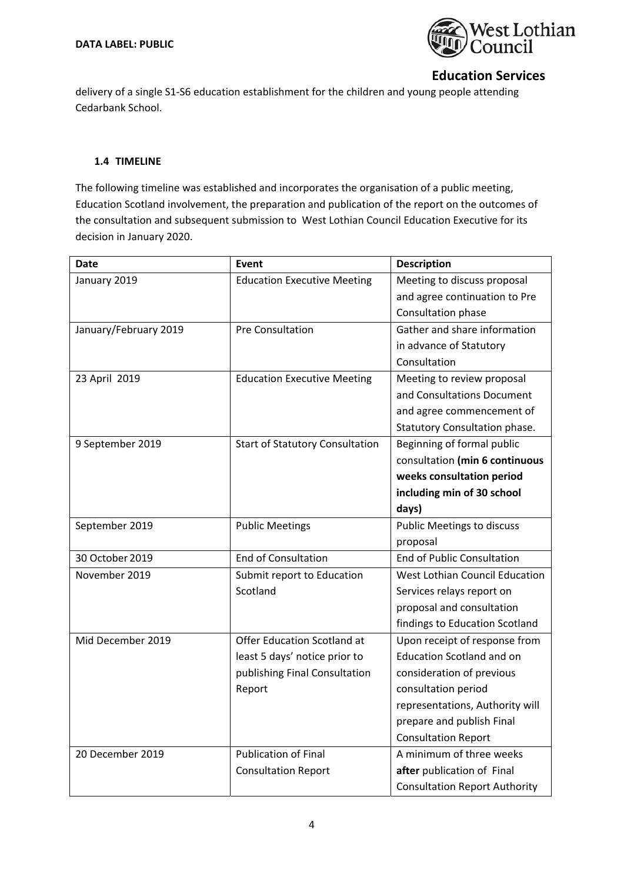delivery of a single S1-S6 education establishment for the children and young people attending Cedarbank School.

### 1.4 TIMELINE

The following timeline was established and incorporates the organisation of a public meeting, Education Scotland involvement, the preparation and publication of the report on the outcomes of the consultation and subsequent submission to West Lothian Council Education Executive for its decision in January 2020.

| Date | Event | Description |
|---|---|---|
| January 2019 | Education Executive Meeting | Meeting to discuss proposal and agree continuation to Pre Consultation phase |
| January/February 2019 | Pre Consultation | Gather and share information in advance of Statutory Consultation |
| 23 April 2019 | Education Executive Meeting | Meeting to review proposal and Consultations Document and agree commencement of Statutory Consultation phase. |
| 9 September 2019 | Start of Statutory Consultation | Beginning of formal public consultation **(min 6 continuous weeks consultation period including min of 30 school days)** |
| September 2019 | Public Meetings | Public Meetings to discuss proposal |
| 30 October 2019 | End of Consultation | End of Public Consultation |
| November 2019 | Submit report to Education Scotland | West Lothian Council Education Services relays report on proposal and consultation findings to Education Scotland |
| Mid December 2019 | Offer Education Scotland at least 5 days' notice prior to publishing Final Consultation Report | Upon receipt of response from Education Scotland and on consideration of previous consultation period representations, Authority will prepare and publish Final Consultation Report |
| 20 December 2019 | Publication of Final Consultation Report | A minimum of three weeks **after** publication of Final Consultation Report Authority |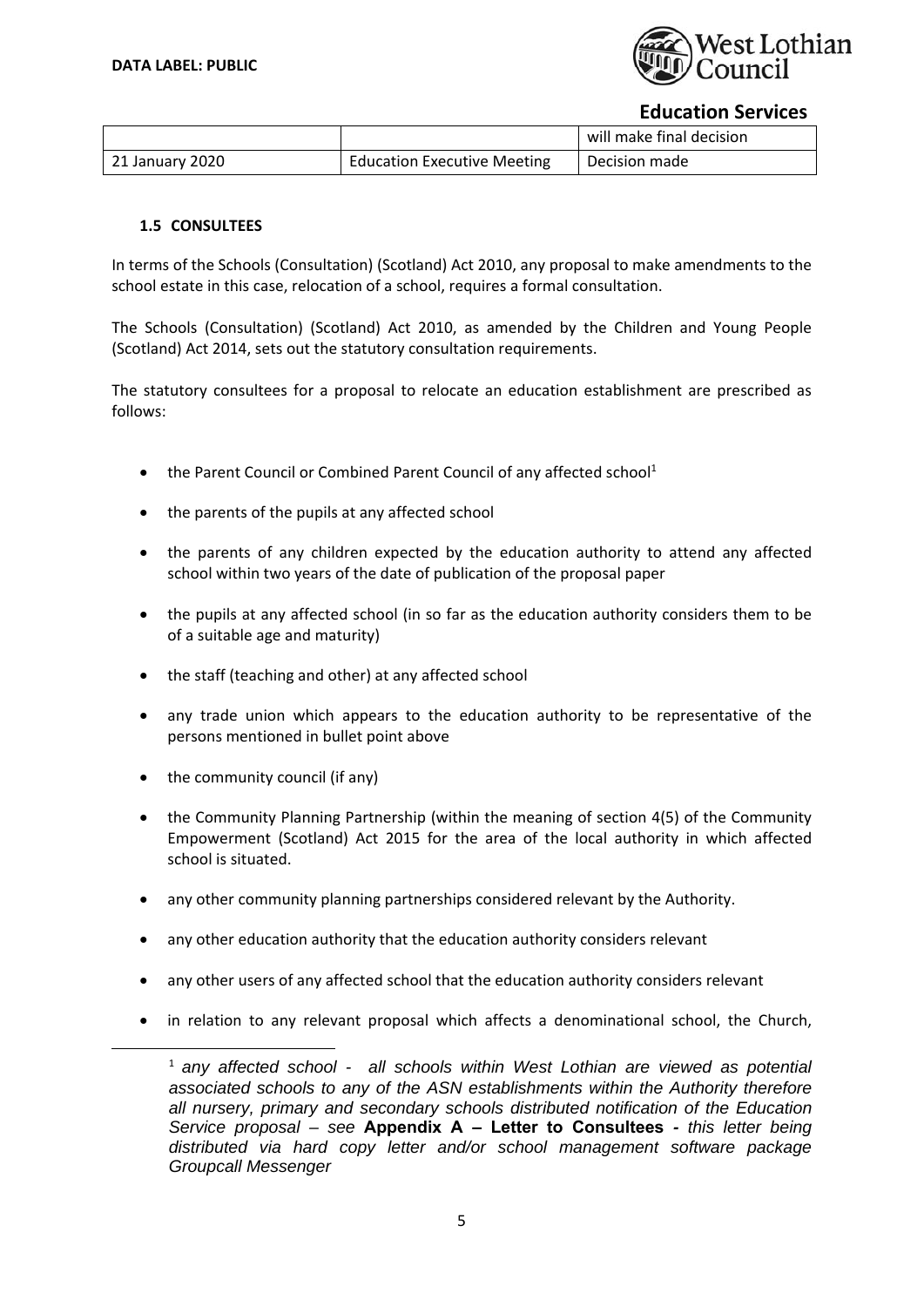| | | will make final decision |
|---|---|---|
| 21 January 2020 | Education Executive Meeting | Decision made |

### 1.5 CONSULTEES

In terms of the Schools (Consultation) (Scotland) Act 2010, any proposal to make amendments to the school estate in this case, relocation of a school, requires a formal consultation.

The Schools (Consultation) (Scotland) Act 2010, as amended by the Children and Young People (Scotland) Act 2014, sets out the statutory consultation requirements.

The statutory consultees for a proposal to relocate an education establishment are prescribed as follows:

- the Parent Council or Combined Parent Council of any affected school[1]
- the parents of the pupils at any affected school
- the parents of any children expected by the education authority to attend any affected school within two years of the date of publication of the proposal paper
- the pupils at any affected school (in so far as the education authority considers them to be of a suitable age and maturity)
- the staff (teaching and other) at any affected school
- any trade union which appears to the education authority to be representative of the persons mentioned in bullet point above
- the community council (if any)
- the Community Planning Partnership (within the meaning of section 4(5) of the Community Empowerment (Scotland) Act 2015 for the area of the local authority in which affected school is situated.
- any other community planning partnerships considered relevant by the Authority.
- any other education authority that the education authority considers relevant
- any other users of any affected school that the education authority considers relevant
- in relation to any relevant proposal which affects a denominational school, the Church,

[1] *any affected school - all schools within West Lothian are viewed as potential associated schools to any of the ASN establishments within the Authority therefore all nursery, primary and secondary schools distributed notification of the Education Service proposal – see* **Appendix A – Letter to Consultees** *- this letter being distributed via hard copy letter and/or school management software package Groupcall Messenger*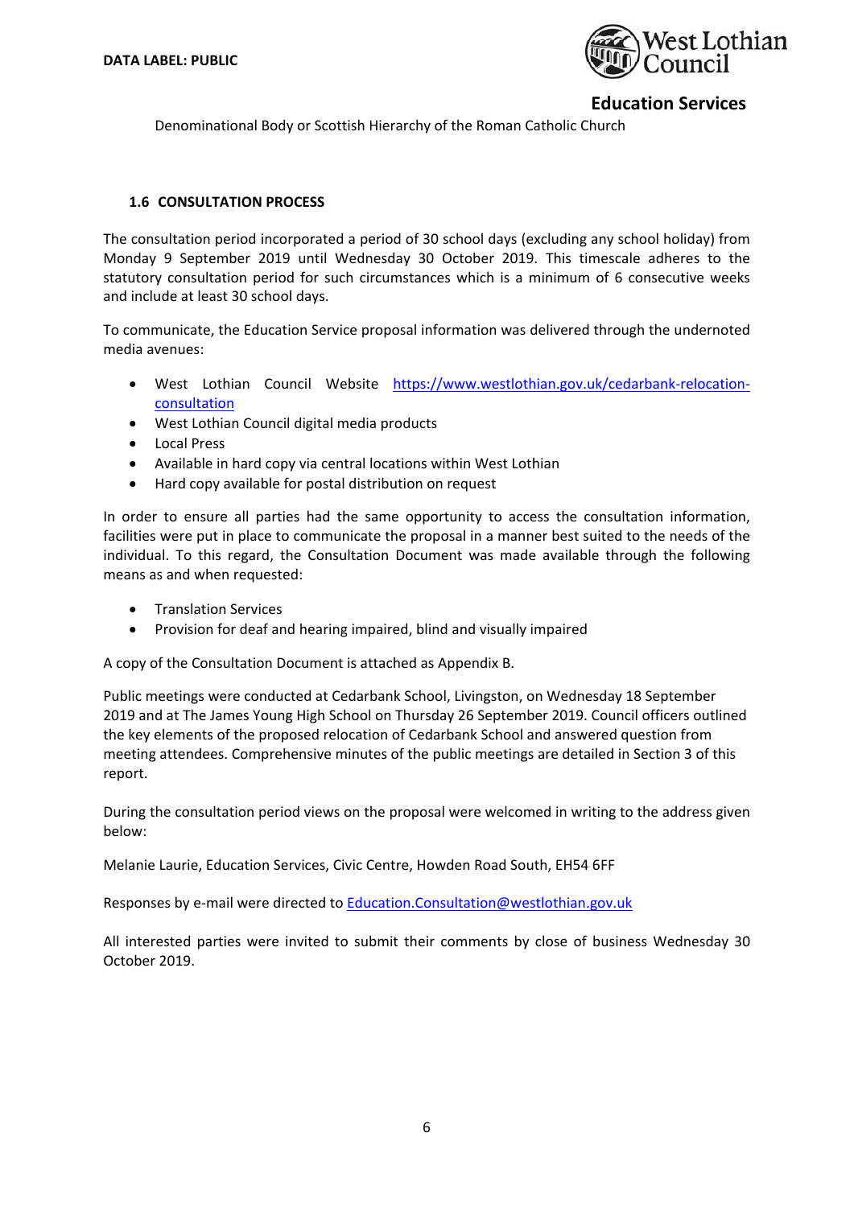Denominational Body or Scottish Hierarchy of the Roman Catholic Church

### 1.6 CONSULTATION PROCESS

The consultation period incorporated a period of 30 school days (excluding any school holiday) from Monday 9 September 2019 until Wednesday 30 October 2019. This timescale adheres to the statutory consultation period for such circumstances which is a minimum of 6 consecutive weeks and include at least 30 school days.

To communicate, the Education Service proposal information was delivered through the undernoted media avenues:

- West Lothian Council Website https://www.westlothian.gov.uk/cedarbank-relocation-consultation
- West Lothian Council digital media products
- Local Press
- Available in hard copy via central locations within West Lothian
- Hard copy available for postal distribution on request

In order to ensure all parties had the same opportunity to access the consultation information, facilities were put in place to communicate the proposal in a manner best suited to the needs of the individual. To this regard, the Consultation Document was made available through the following means as and when requested:

- Translation Services
- Provision for deaf and hearing impaired, blind and visually impaired

A copy of the Consultation Document is attached as Appendix B.

Public meetings were conducted at Cedarbank School, Livingston, on Wednesday 18 September 2019 and at The James Young High School on Thursday 26 September 2019. Council officers outlined the key elements of the proposed relocation of Cedarbank School and answered question from meeting attendees. Comprehensive minutes of the public meetings are detailed in Section 3 of this report.

During the consultation period views on the proposal were welcomed in writing to the address given below:

Melanie Laurie, Education Services, Civic Centre, Howden Road South, EH54 6FF

Responses by e-mail were directed to Education.Consultation@westlothian.gov.uk

All interested parties were invited to submit their comments by close of business Wednesday 30 October 2019.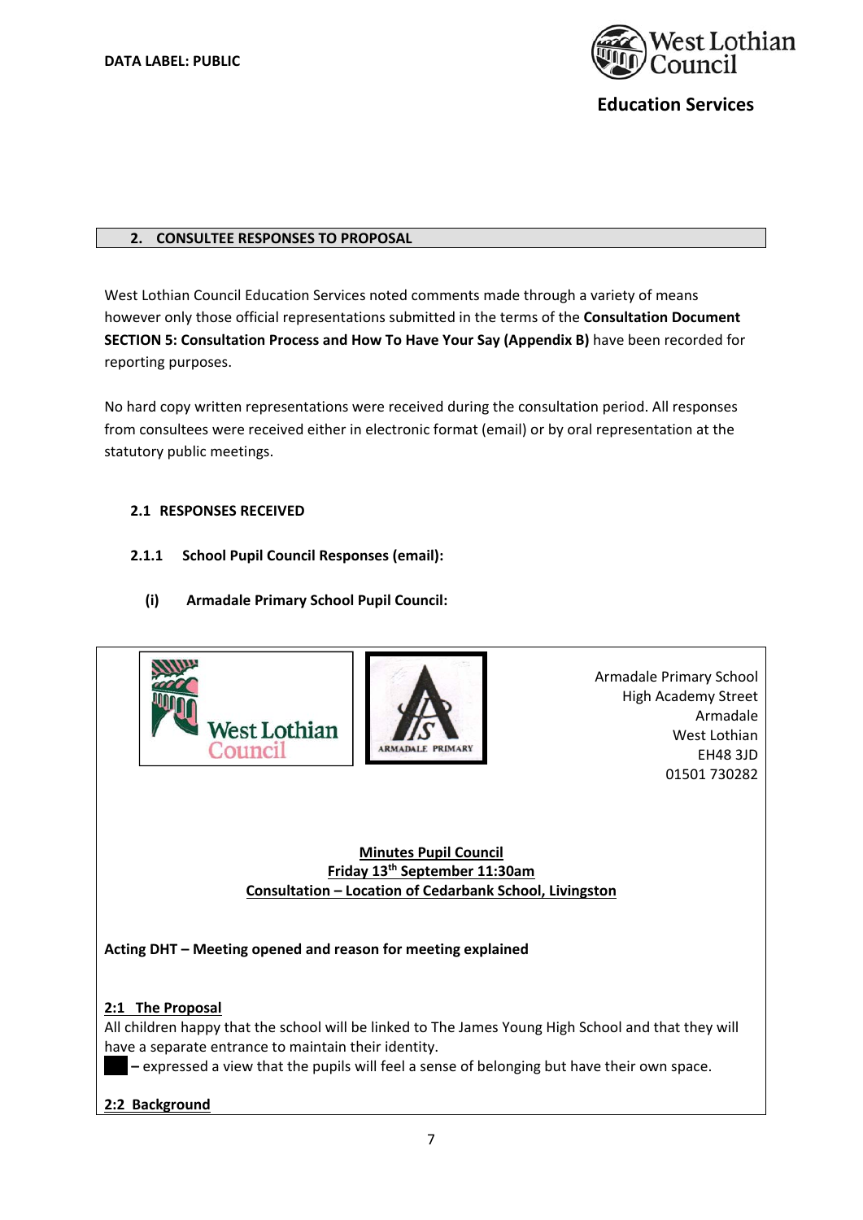## 2. CONSULTEE RESPONSES TO PROPOSAL

West Lothian Council Education Services noted comments made through a variety of means however only those official representations submitted in the terms of the **Consultation Document SECTION 5: Consultation Process and How To Have Your Say (Appendix B)** have been recorded for reporting purposes.

No hard copy written representations were received during the consultation period. All responses from consultees were received either in electronic format (email) or by oral representation at the statutory public meetings.

### 2.1 RESPONSES RECEIVED

#### 2.1.1 School Pupil Council Responses (email):

**(i) Armadale Primary School Pupil Council:**

Armadale Primary School
High Academy Street
Armadale
West Lothian
EH48 3JD
01501 730282

**Minutes Pupil Council**
**Friday 13th September 11:30am**
**Consultation – Location of Cedarbank School, Livingston**

**Acting DHT – Meeting opened and reason for meeting explained**

**2:1 The Proposal**

All children happy that the school will be linked to The James Young High School and that they will have a separate entrance to maintain their identity.

█ – expressed a view that the pupils will feel a sense of belonging but have their own space.

**2:2 Background**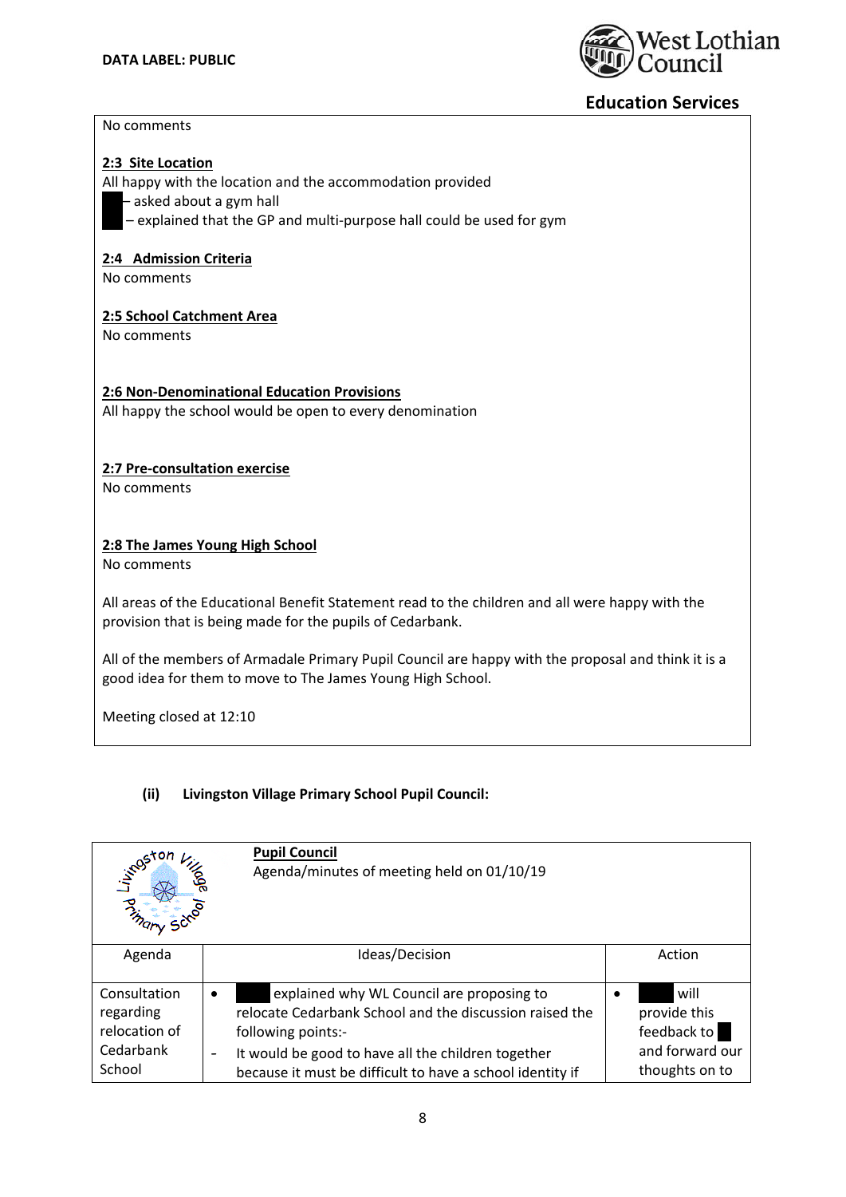No comments

**2:3 Site Location**

All happy with the location and the accommodation provided

– asked about a gym hall

– explained that the GP and multi-purpose hall could be used for gym

**2:4 Admission Criteria**

No comments

**2:5 School Catchment Area**

No comments

**2:6 Non-Denominational Education Provisions**

All happy the school would be open to every denomination

**2:7 Pre-consultation exercise**

No comments

**2:8 The James Young High School**

No comments

All areas of the Educational Benefit Statement read to the children and all were happy with the provision that is being made for the pupils of Cedarbank.

All of the members of Armadale Primary Pupil Council are happy with the proposal and think it is a good idea for them to move to The James Young High School.

Meeting closed at 12:10

**(ii) Livingston Village Primary School Pupil Council:**

| | **Pupil Council**<br>Agenda/minutes of meeting held on 01/10/19 | |
|---|---|---|
| Agenda | Ideas/Decision | Action |
| Consultation regarding relocation of Cedarbank School | • explained why WL Council are proposing to relocate Cedarbank School and the discussion raised the following points:-<br>- It would be good to have all the children together because it must be difficult to have a school identity if | • will provide this feedback to and forward our thoughts on to |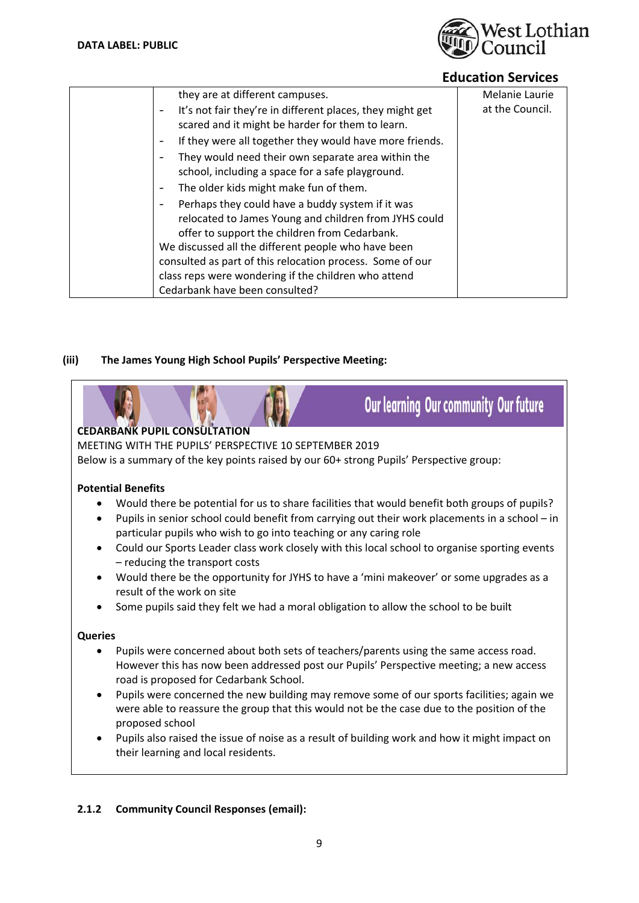| | they are at different campuses.<br>- It's not fair they're in different places, they might get scared and it might be harder for them to learn.<br>- If they were all together they would have more friends.<br>- They would need their own separate area within the school, including a space for a safe playground.<br>- The older kids might make fun of them.<br>- Perhaps they could have a buddy system if it was relocated to James Young and children from JYHS could offer to support the children from Cedarbank.<br>We discussed all the different people who have been consulted as part of this relocation process. Some of our class reps were wondering if the children who attend Cedarbank have been consulted? | Melanie Laurie at the Council. |
|---|---|---|

**(iii) The James Young High School Pupils' Perspective Meeting:**

Our learning Our community Our future

**CEDARBANK PUPIL CONSULTATION**

MEETING WITH THE PUPILS' PERSPECTIVE 10 SEPTEMBER 2019

Below is a summary of the key points raised by our 60+ strong Pupils' Perspective group:

**Potential Benefits**

- Would there be potential for us to share facilities that would benefit both groups of pupils?
- Pupils in senior school could benefit from carrying out their work placements in a school – in particular pupils who wish to go into teaching or any caring role
- Could our Sports Leader class work closely with this local school to organise sporting events – reducing the transport costs
- Would there be the opportunity for JYHS to have a 'mini makeover' or some upgrades as a result of the work on site
- Some pupils said they felt we had a moral obligation to allow the school to be built

**Queries**

- Pupils were concerned about both sets of teachers/parents using the same access road. However this has now been addressed post our Pupils' Perspective meeting; a new access road is proposed for Cedarbank School.
- Pupils were concerned the new building may remove some of our sports facilities; again we were able to reassure the group that this would not be the case due to the position of the proposed school
- Pupils also raised the issue of noise as a result of building work and how it might impact on their learning and local residents.

**2.1.2 Community Council Responses (email):**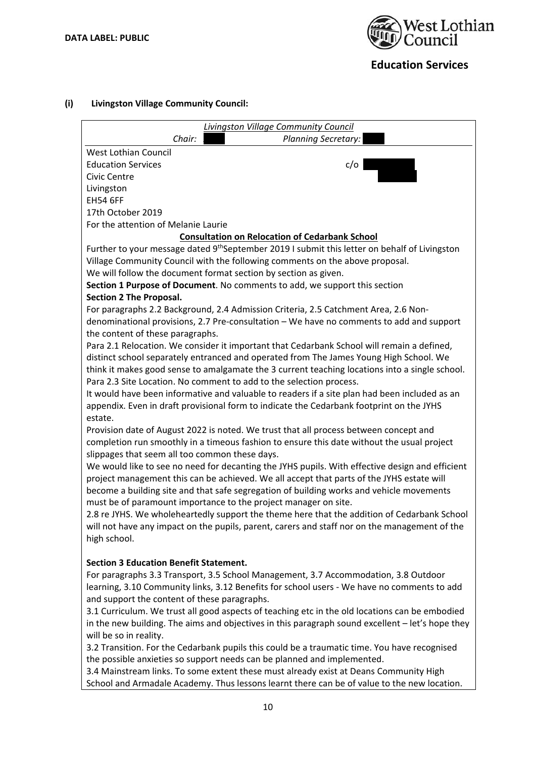**DATA LABEL: PUBLIC**

**Education Services**

**(i) Livingston Village Community Council:**

*Livingston Village Community Council*

*Chair:* *Planning Secretary:*

West Lothian Council
Education Services c/o
Civic Centre
Livingston
EH54 6FF

17th October 2019

For the attention of Melanie Laurie

**Consultation on Relocation of Cedarbank School**

Further to your message dated 9th September 2019 I submit this letter on behalf of Livingston Village Community Council with the following comments on the above proposal.

We will follow the document format section by section as given.

**Section 1 Purpose of Document**. No comments to add, we support this section

**Section 2 The Proposal.**

For paragraphs 2.2 Background, 2.4 Admission Criteria, 2.5 Catchment Area, 2.6 Non-denominational provisions, 2.7 Pre-consultation – We have no comments to add and support the content of these paragraphs.

Para 2.1 Relocation. We consider it important that Cedarbank School will remain a defined, distinct school separately entranced and operated from The James Young High School. We think it makes good sense to amalgamate the 3 current teaching locations into a single school.

Para 2.3 Site Location. No comment to add to the selection process.

It would have been informative and valuable to readers if a site plan had been included as an appendix. Even in draft provisional form to indicate the Cedarbank footprint on the JYHS estate.

Provision date of August 2022 is noted. We trust that all process between concept and completion run smoothly in a timeous fashion to ensure this date without the usual project slippages that seem all too common these days.

We would like to see no need for decanting the JYHS pupils. With effective design and efficient project management this can be achieved. We all accept that parts of the JYHS estate will become a building site and that safe segregation of building works and vehicle movements must be of paramount importance to the project manager on site.

2.8 re JYHS. We wholeheartedly support the theme here that the addition of Cedarbank School will not have any impact on the pupils, parent, carers and staff nor on the management of the high school.

**Section 3 Education Benefit Statement.**

For paragraphs 3.3 Transport, 3.5 School Management, 3.7 Accommodation, 3.8 Outdoor learning, 3.10 Community links, 3.12 Benefits for school users - We have no comments to add and support the content of these paragraphs.

3.1 Curriculum. We trust all good aspects of teaching etc in the old locations can be embodied in the new building. The aims and objectives in this paragraph sound excellent – let's hope they will be so in reality.

3.2 Transition. For the Cedarbank pupils this could be a traumatic time. You have recognised the possible anxieties so support needs can be planned and implemented.

3.4 Mainstream links. To some extent these must already exist at Deans Community High School and Armadale Academy. Thus lessons learnt there can be of value to the new location.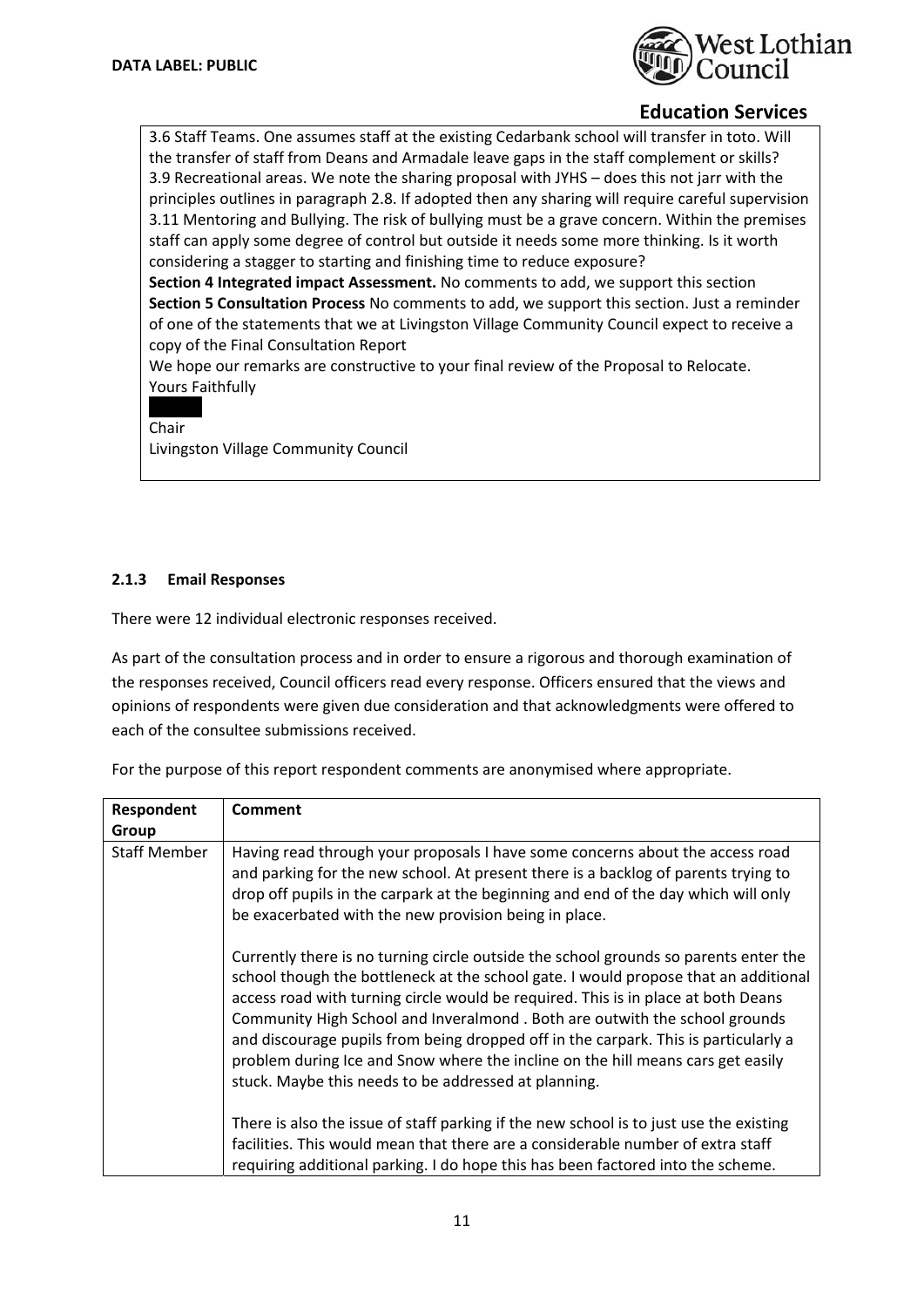3.6 Staff Teams. One assumes staff at the existing Cedarbank school will transfer in toto. Will the transfer of staff from Deans and Armadale leave gaps in the staff complement or skills?
3.9 Recreational areas. We note the sharing proposal with JYHS – does this not jarr with the principles outlines in paragraph 2.8. If adopted then any sharing will require careful supervision
3.11 Mentoring and Bullying. The risk of bullying must be a grave concern. Within the premises staff can apply some degree of control but outside it needs some more thinking. Is it worth considering a stagger to starting and finishing time to reduce exposure?
**Section 4 Integrated impact Assessment.** No comments to add, we support this section
**Section 5 Consultation Process** No comments to add, we support this section. Just a reminder of one of the statements that we at Livingston Village Community Council expect to receive a copy of the Final Consultation Report
We hope our remarks are constructive to your final review of the Proposal to Relocate.
Yours Faithfully

Chair
Livingston Village Community Council

### 2.1.3 Email Responses

There were 12 individual electronic responses received.

As part of the consultation process and in order to ensure a rigorous and thorough examination of the responses received, Council officers read every response. Officers ensured that the views and opinions of respondents were given due consideration and that acknowledgments were offered to each of the consultee submissions received.

For the purpose of this report respondent comments are anonymised where appropriate.

| Respondent Group | Comment |
|---|---|
| Staff Member | Having read through your proposals I have some concerns about the access road and parking for the new school. At present there is a backlog of parents trying to drop off pupils in the carpark at the beginning and end of the day which will only be exacerbated with the new provision being in place.<br><br>Currently there is no turning circle outside the school grounds so parents enter the school though the bottleneck at the school gate. I would propose that an additional access road with turning circle would be required. This is in place at both Deans Community High School and Inveralmond . Both are outwith the school grounds and discourage pupils from being dropped off in the carpark. This is particularly a problem during Ice and Snow where the incline on the hill means cars get easily stuck. Maybe this needs to be addressed at planning.<br><br>There is also the issue of staff parking if the new school is to just use the existing facilities. This would mean that there are a considerable number of extra staff requiring additional parking. I do hope this has been factored into the scheme. |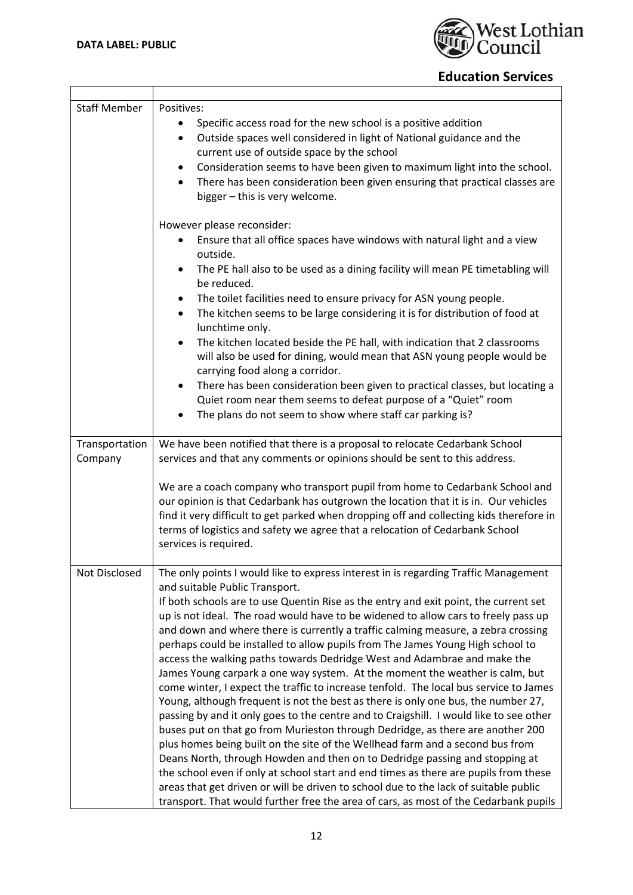| | |
|---|---|
| Staff Member | Positives:<br>• Specific access road for the new school is a positive addition<br>• Outside spaces well considered in light of National guidance and the current use of outside space by the school<br>• Consideration seems to have been given to maximum light into the school.<br>• There has been consideration been given ensuring that practical classes are bigger – this is very welcome.<br><br>However please reconsider:<br>• Ensure that all office spaces have windows with natural light and a view outside.<br>• The PE hall also to be used as a dining facility will mean PE timetabling will be reduced.<br>• The toilet facilities need to ensure privacy for ASN young people.<br>• The kitchen seems to be large considering it is for distribution of food at lunchtime only.<br>• The kitchen located beside the PE hall, with indication that 2 classrooms will also be used for dining, would mean that ASN young people would be carrying food along a corridor.<br>• There has been consideration been given to practical classes, but locating a Quiet room near them seems to defeat purpose of a "Quiet" room<br>• The plans do not seem to show where staff car parking is? |
| Transportation Company | We have been notified that there is a proposal to relocate Cedarbank School services and that any comments or opinions should be sent to this address.<br><br>We are a coach company who transport pupil from home to Cedarbank School and our opinion is that Cedarbank has outgrown the location that it is in. Our vehicles find it very difficult to get parked when dropping off and collecting kids therefore in terms of logistics and safety we agree that a relocation of Cedarbank School services is required. |
| Not Disclosed | The only points I would like to express interest in is regarding Traffic Management and suitable Public Transport.<br>If both schools are to use Quentin Rise as the entry and exit point, the current set up is not ideal. The road would have to be widened to allow cars to freely pass up and down and where there is currently a traffic calming measure, a zebra crossing perhaps could be installed to allow pupils from The James Young High school to access the walking paths towards Dedridge West and Adambrae and make the James Young carpark a one way system. At the moment the weather is calm, but come winter, I expect the traffic to increase tenfold. The local bus service to James Young, although frequent is not the best as there is only one bus, the number 27, passing by and it only goes to the centre and to Craigshill. I would like to see other buses put on that go from Murieston through Dedridge, as there are another 200 plus homes being built on the site of the Wellhead farm and a second bus from Deans North, through Howden and then on to Dedridge passing and stopping at the school even if only at school start and end times as there are pupils from these areas that get driven or will be driven to school due to the lack of suitable public transport. That would further free the area of cars, as most of the Cedarbank pupils |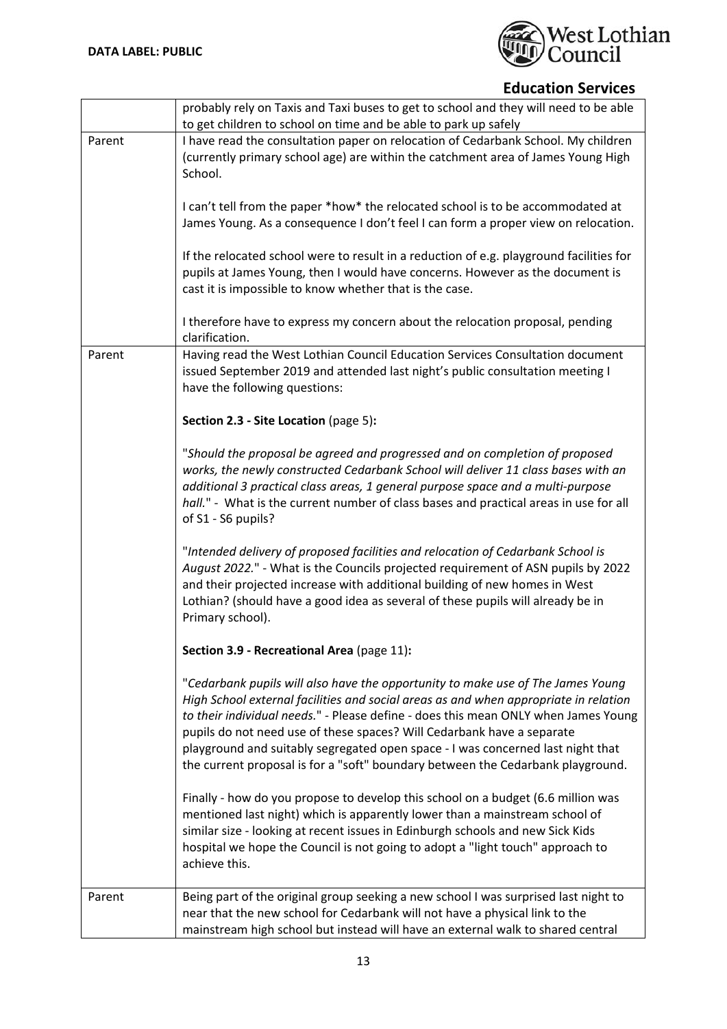| | |
|---|---|
| | probably rely on Taxis and Taxi buses to get to school and they will need to be able to get children to school on time and be able to park up safely |
| Parent | I have read the consultation paper on relocation of Cedarbank School. My children (currently primary school age) are within the catchment area of James Young High School.<br><br>I can't tell from the paper \*how\* the relocated school is to be accommodated at James Young. As a consequence I don't feel I can form a proper view on relocation.<br><br>If the relocated school were to result in a reduction of e.g. playground facilities for pupils at James Young, then I would have concerns. However as the document is cast it is impossible to know whether that is the case.<br><br>I therefore have to express my concern about the relocation proposal, pending clarification. |
| Parent | Having read the West Lothian Council Education Services Consultation document issued September 2019 and attended last night's public consultation meeting I have the following questions:<br><br>**Section 2.3 - Site Location** (page 5)**:**<br><br>"*Should the proposal be agreed and progressed and on completion of proposed works, the newly constructed Cedarbank School will deliver 11 class bases with an additional 3 practical class areas, 1 general purpose space and a multi-purpose hall.*" - What is the current number of class bases and practical areas in use for all of S1 - S6 pupils?<br><br>"*Intended delivery of proposed facilities and relocation of Cedarbank School is August 2022.*" - What is the Councils projected requirement of ASN pupils by 2022 and their projected increase with additional building of new homes in West Lothian? (should have a good idea as several of these pupils will already be in Primary school).<br><br>**Section 3.9 - Recreational Area** (page 11)**:**<br><br>"*Cedarbank pupils will also have the opportunity to make use of The James Young High School external facilities and social areas as and when appropriate in relation to their individual needs.*" - Please define - does this mean ONLY when James Young pupils do not need use of these spaces? Will Cedarbank have a separate playground and suitably segregated open space - I was concerned last night that the current proposal is for a "soft" boundary between the Cedarbank playground.<br><br>Finally - how do you propose to develop this school on a budget (6.6 million was mentioned last night) which is apparently lower than a mainstream school of similar size - looking at recent issues in Edinburgh schools and new Sick Kids hospital we hope the Council is not going to adopt a "light touch" approach to achieve this. |
| Parent | Being part of the original group seeking a new school I was surprised last night to near that the new school for Cedarbank will not have a physical link to the mainstream high school but instead will have an external walk to shared central |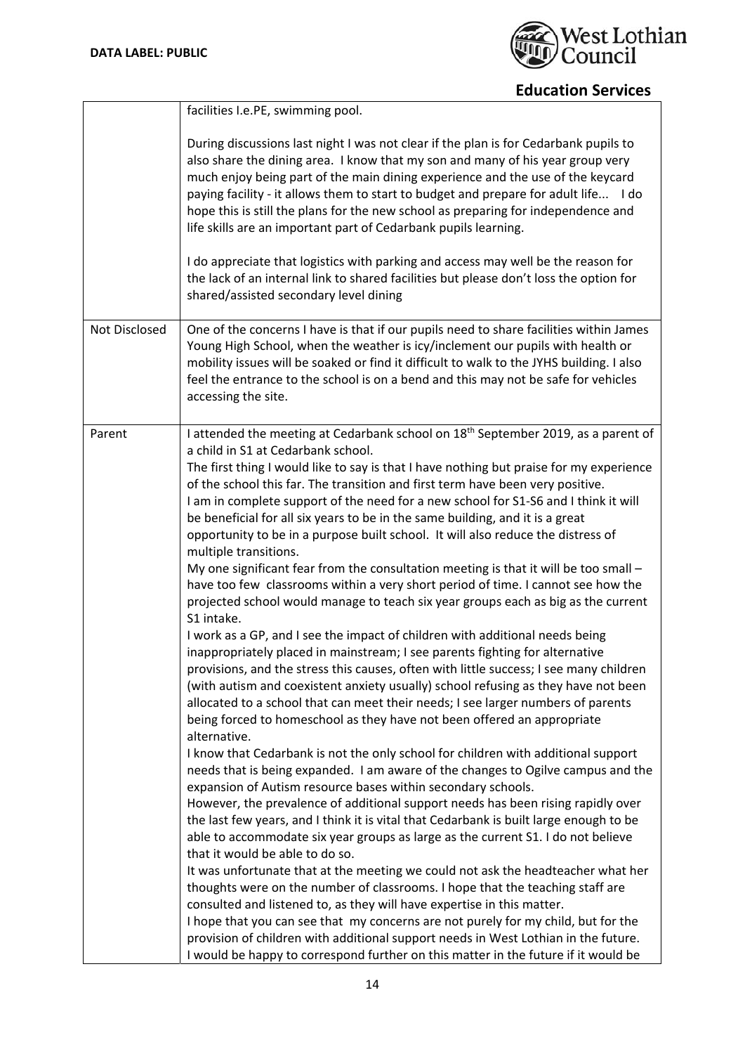| | |
|---|---|
| | facilities I.e.PE, swimming pool.<br><br>During discussions last night I was not clear if the plan is for Cedarbank pupils to also share the dining area. I know that my son and many of his year group very much enjoy being part of the main dining experience and the use of the keycard paying facility - it allows them to start to budget and prepare for adult life... I do hope this is still the plans for the new school as preparing for independence and life skills are an important part of Cedarbank pupils learning.<br><br>I do appreciate that logistics with parking and access may well be the reason for the lack of an internal link to shared facilities but please don't loss the option for shared/assisted secondary level dining |
| Not Disclosed | One of the concerns I have is that if our pupils need to share facilities within James Young High School, when the weather is icy/inclement our pupils with health or mobility issues will be soaked or find it difficult to walk to the JYHS building. I also feel the entrance to the school is on a bend and this may not be safe for vehicles accessing the site. |
| Parent | I attended the meeting at Cedarbank school on 18th September 2019, as a parent of a child in S1 at Cedarbank school.<br>The first thing I would like to say is that I have nothing but praise for my experience of the school this far. The transition and first term have been very positive.<br>I am in complete support of the need for a new school for S1-S6 and I think it will be beneficial for all six years to be in the same building, and it is a great opportunity to be in a purpose built school. It will also reduce the distress of multiple transitions.<br>My one significant fear from the consultation meeting is that it will be too small – have too few classrooms within a very short period of time. I cannot see how the projected school would manage to teach six year groups each as big as the current S1 intake.<br>I work as a GP, and I see the impact of children with additional needs being inappropriately placed in mainstream; I see parents fighting for alternative provisions, and the stress this causes, often with little success; I see many children (with autism and coexistent anxiety usually) school refusing as they have not been allocated to a school that can meet their needs; I see larger numbers of parents being forced to homeschool as they have not been offered an appropriate alternative.<br>I know that Cedarbank is not the only school for children with additional support needs that is being expanded. I am aware of the changes to Ogilve campus and the expansion of Autism resource bases within secondary schools.<br>However, the prevalence of additional support needs has been rising rapidly over the last few years, and I think it is vital that Cedarbank is built large enough to be able to accommodate six year groups as large as the current S1. I do not believe that it would be able to do so.<br>It was unfortunate that at the meeting we could not ask the headteacher what her thoughts were on the number of classrooms. I hope that the teaching staff are consulted and listened to, as they will have expertise in this matter.<br>I hope that you can see that my concerns are not purely for my child, but for the provision of children with additional support needs in West Lothian in the future.<br>I would be happy to correspond further on this matter in the future if it would be |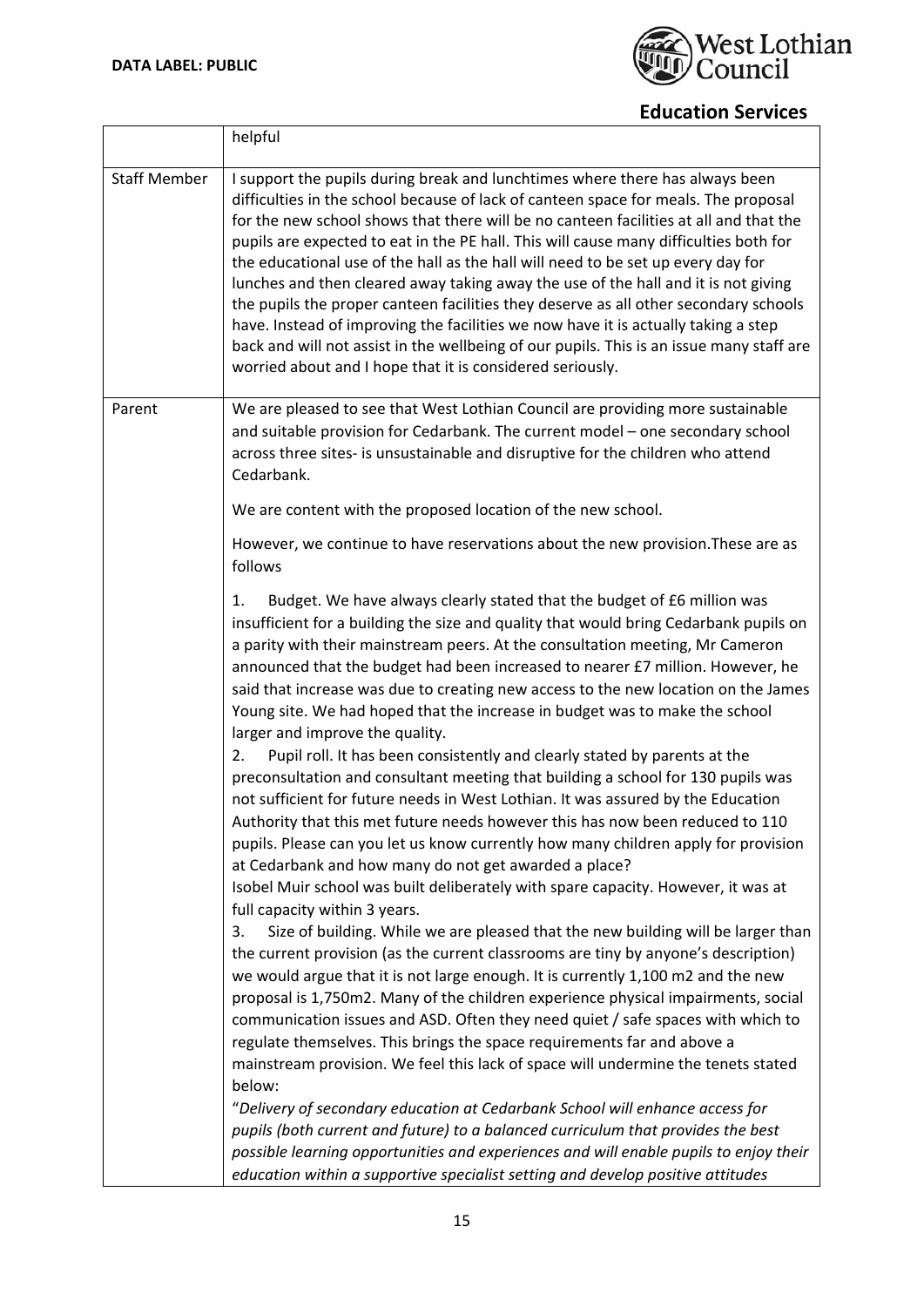| | |
|---|---|
| | helpful |
| Staff Member | I support the pupils during break and lunchtimes where there has always been difficulties in the school because of lack of canteen space for meals. The proposal for the new school shows that there will be no canteen facilities at all and that the pupils are expected to eat in the PE hall. This will cause many difficulties both for the educational use of the hall as the hall will need to be set up every day for lunches and then cleared away taking away the use of the hall and it is not giving the pupils the proper canteen facilities they deserve as all other secondary schools have. Instead of improving the facilities we now have it is actually taking a step back and will not assist in the wellbeing of our pupils. This is an issue many staff are worried about and I hope that it is considered seriously. |
| Parent | We are pleased to see that West Lothian Council are providing more sustainable and suitable provision for Cedarbank. The current model – one secondary school across three sites- is unsustainable and disruptive for the children who attend Cedarbank.<br><br>We are content with the proposed location of the new school.<br><br>However, we continue to have reservations about the new provision.These are as follows<br><br>1. Budget. We have always clearly stated that the budget of £6 million was insufficient for a building the size and quality that would bring Cedarbank pupils on a parity with their mainstream peers. At the consultation meeting, Mr Cameron announced that the budget had been increased to nearer £7 million. However, he said that increase was due to creating new access to the new location on the James Young site. We had hoped that the increase in budget was to make the school larger and improve the quality.<br>2. Pupil roll. It has been consistently and clearly stated by parents at the preconsultation and consultant meeting that building a school for 130 pupils was not sufficient for future needs in West Lothian. It was assured by the Education Authority that this met future needs however this has now been reduced to 110 pupils. Please can you let us know currently how many children apply for provision at Cedarbank and how many do not get awarded a place?<br>Isobel Muir school was built deliberately with spare capacity. However, it was at full capacity within 3 years.<br>3. Size of building. While we are pleased that the new building will be larger than the current provision (as the current classrooms are tiny by anyone's description) we would argue that it is not large enough. It is currently 1,100 m2 and the new proposal is 1,750m2. Many of the children experience physical impairments, social communication issues and ASD. Often they need quiet / safe spaces with which to regulate themselves. This brings the space requirements far and above a mainstream provision. We feel this lack of space will undermine the tenets stated below:<br>"*Delivery of secondary education at Cedarbank School will enhance access for pupils (both current and future) to a balanced curriculum that provides the best possible learning opportunities and experiences and will enable pupils to enjoy their education within a supportive specialist setting and develop positive attitudes* |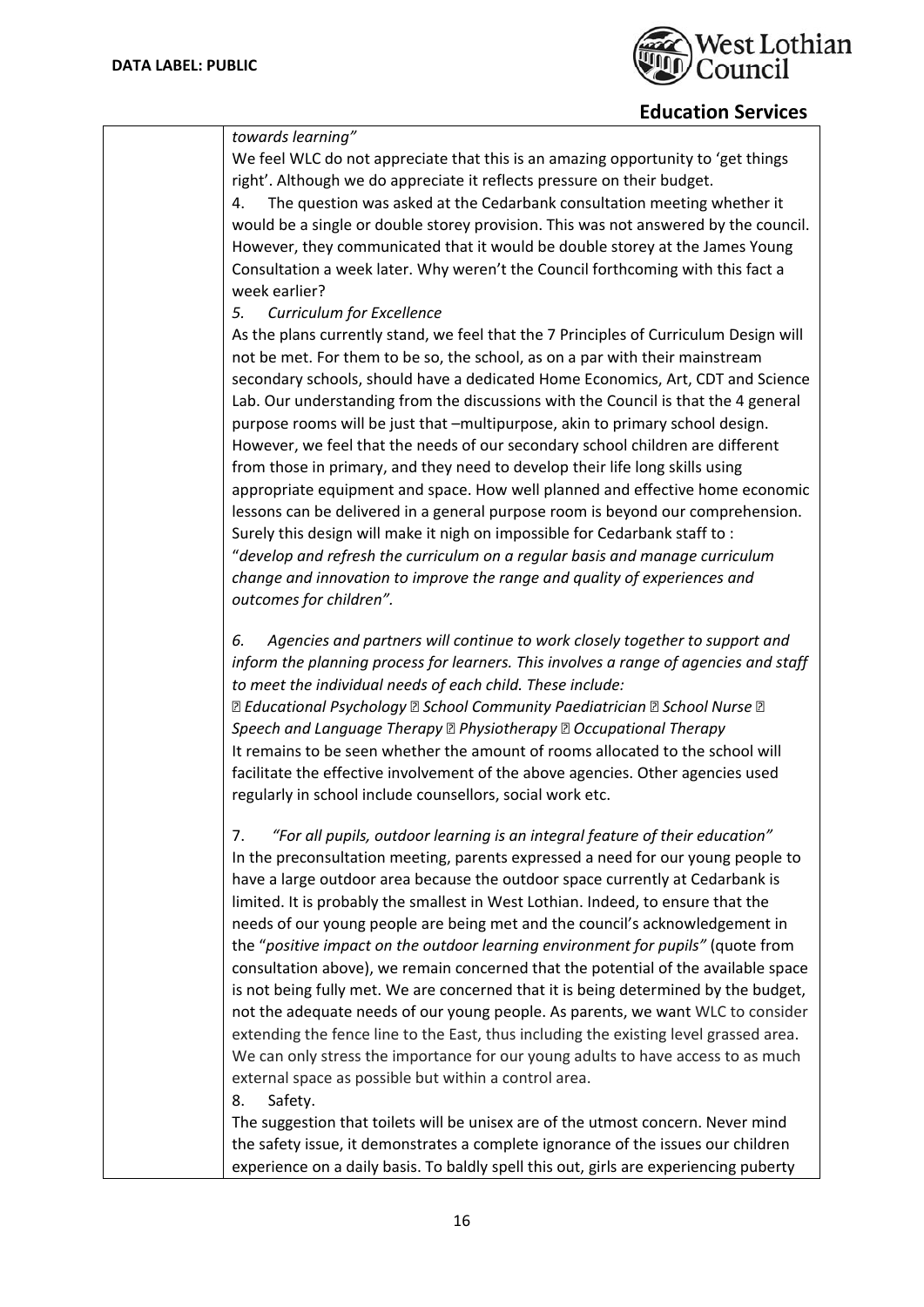| | *towards learning"*<br>We feel WLC do not appreciate that this is an amazing opportunity to 'get things right'. Although we do appreciate it reflects pressure on their budget.<br>4. The question was asked at the Cedarbank consultation meeting whether it would be a single or double storey provision. This was not answered by the council. However, they communicated that it would be double storey at the James Young Consultation a week later. Why weren't the Council forthcoming with this fact a week earlier?<br>*5. Curriculum for Excellence*<br>As the plans currently stand, we feel that the 7 Principles of Curriculum Design will not be met. For them to be so, the school, as on a par with their mainstream secondary schools, should have a dedicated Home Economics, Art, CDT and Science Lab. Our understanding from the discussions with the Council is that the 4 general purpose rooms will be just that –multipurpose, akin to primary school design. However, we feel that the needs of our secondary school children are different from those in primary, and they need to develop their life long skills using appropriate equipment and space. How well planned and effective home economic lessons can be delivered in a general purpose room is beyond our comprehension. Surely this design will make it nigh on impossible for Cedarbank staff to : "*develop and refresh the curriculum on a regular basis and manage curriculum change and innovation to improve the range and quality of experiences and outcomes for children".*<br><br>*6. Agencies and partners will continue to work closely together to support and inform the planning process for learners. This involves a range of agencies and staff to meet the individual needs of each child. These include:*<br>*• Educational Psychology • School Community Paediatrician • School Nurse • Speech and Language Therapy • Physiotherapy • Occupational Therapy*<br>It remains to be seen whether the amount of rooms allocated to the school will facilitate the effective involvement of the above agencies. Other agencies used regularly in school include counsellors, social work etc.<br><br>7. *"For all pupils, outdoor learning is an integral feature of their education"*<br>In the preconsultation meeting, parents expressed a need for our young people to have a large outdoor area because the outdoor space currently at Cedarbank is limited. It is probably the smallest in West Lothian. Indeed, to ensure that the needs of our young people are being met and the council's acknowledgement in the "*positive impact on the outdoor learning environment for pupils"* (quote from consultation above), we remain concerned that the potential of the available space is not being fully met. We are concerned that it is being determined by the budget, not the adequate needs of our young people. As parents, we want WLC to consider extending the fence line to the East, thus including the existing level grassed area. We can only stress the importance for our young adults to have access to as much external space as possible but within a control area.<br>8. Safety.<br>The suggestion that toilets will be unisex are of the utmost concern. Never mind the safety issue, it demonstrates a complete ignorance of the issues our children experience on a daily basis. To baldly spell this out, girls are experiencing puberty |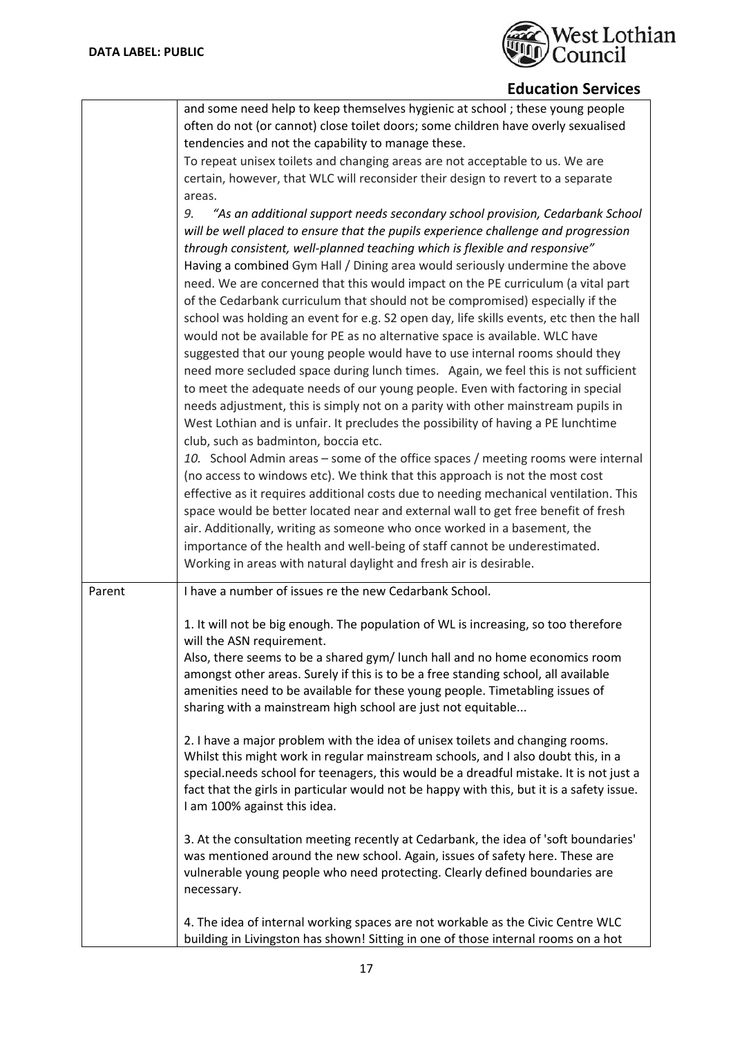| | |
|---|---|
| | and some need help to keep themselves hygienic at school ; these young people often do not (or cannot) close toilet doors; some children have overly sexualised tendencies and not the capability to manage these.<br>To repeat unisex toilets and changing areas are not acceptable to us. We are certain, however, that WLC will reconsider their design to revert to a separate areas.<br>*9. "As an additional support needs secondary school provision, Cedarbank School will be well placed to ensure that the pupils experience challenge and progression through consistent, well-planned teaching which is flexible and responsive"*<br>Having a combined Gym Hall / Dining area would seriously undermine the above need. We are concerned that this would impact on the PE curriculum (a vital part of the Cedarbank curriculum that should not be compromised) especially if the school was holding an event for e.g. S2 open day, life skills events, etc then the hall would not be available for PE as no alternative space is available. WLC have suggested that our young people would have to use internal rooms should they need more secluded space during lunch times. Again, we feel this is not sufficient to meet the adequate needs of our young people. Even with factoring in special needs adjustment, this is simply not on a parity with other mainstream pupils in West Lothian and is unfair. It precludes the possibility of having a PE lunchtime club, such as badminton, boccia etc.<br>*10.* School Admin areas – some of the office spaces / meeting rooms were internal (no access to windows etc). We think that this approach is not the most cost effective as it requires additional costs due to needing mechanical ventilation. This space would be better located near and external wall to get free benefit of fresh air. Additionally, writing as someone who once worked in a basement, the importance of the health and well-being of staff cannot be underestimated. Working in areas with natural daylight and fresh air is desirable. |
| Parent | I have a number of issues re the new Cedarbank School.<br><br>1. It will not be big enough. The population of WL is increasing, so too therefore will the ASN requirement.<br>Also, there seems to be a shared gym/ lunch hall and no home economics room amongst other areas. Surely if this is to be a free standing school, all available amenities need to be available for these young people. Timetabling issues of sharing with a mainstream high school are just not equitable...<br><br>2. I have a major problem with the idea of unisex toilets and changing rooms. Whilst this might work in regular mainstream schools, and I also doubt this, in a special.needs school for teenagers, this would be a dreadful mistake. It is not just a fact that the girls in particular would not be happy with this, but it is a safety issue. I am 100% against this idea.<br><br>3. At the consultation meeting recently at Cedarbank, the idea of 'soft boundaries' was mentioned around the new school. Again, issues of safety here. These are vulnerable young people who need protecting. Clearly defined boundaries are necessary.<br><br>4. The idea of internal working spaces are not workable as the Civic Centre WLC building in Livingston has shown! Sitting in one of those internal rooms on a hot |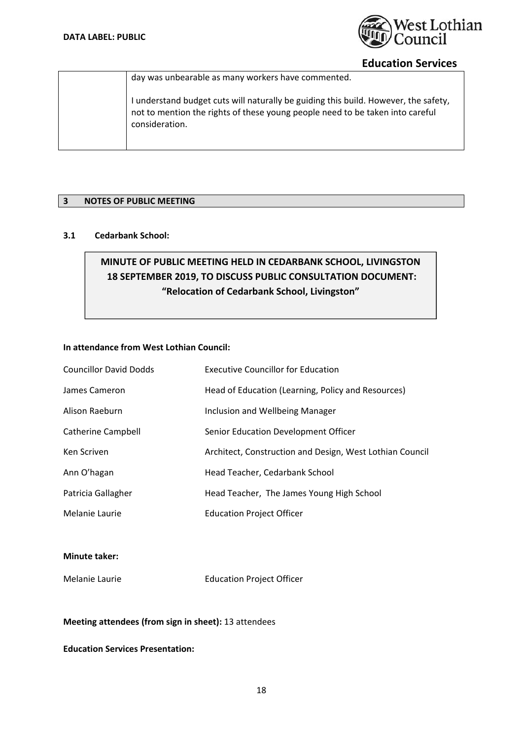| | day was unbearable as many workers have commented.<br><br>I understand budget cuts will naturally be guiding this build. However, the safety, not to mention the rights of these young people need to be taken into careful consideration. |
|---|---|

## 3 NOTES OF PUBLIC MEETING

### 3.1 Cedarbank School:

**MINUTE OF PUBLIC MEETING HELD IN CEDARBANK SCHOOL, LIVINGSTON 18 SEPTEMBER 2019, TO DISCUSS PUBLIC CONSULTATION DOCUMENT: "Relocation of Cedarbank School, Livingston"**

**In attendance from West Lothian Council:**

| | |
|---|---|
| Councillor David Dodds | Executive Councillor for Education |
| James Cameron | Head of Education (Learning, Policy and Resources) |
| Alison Raeburn | Inclusion and Wellbeing Manager |
| Catherine Campbell | Senior Education Development Officer |
| Ken Scriven | Architect, Construction and Design, West Lothian Council |
| Ann O'hagan | Head Teacher, Cedarbank School |
| Patricia Gallagher | Head Teacher, The James Young High School |
| Melanie Laurie | Education Project Officer |

**Minute taker:**

| | |
|---|---|
| Melanie Laurie | Education Project Officer |

**Meeting attendees (from sign in sheet):** 13 attendees

**Education Services Presentation:**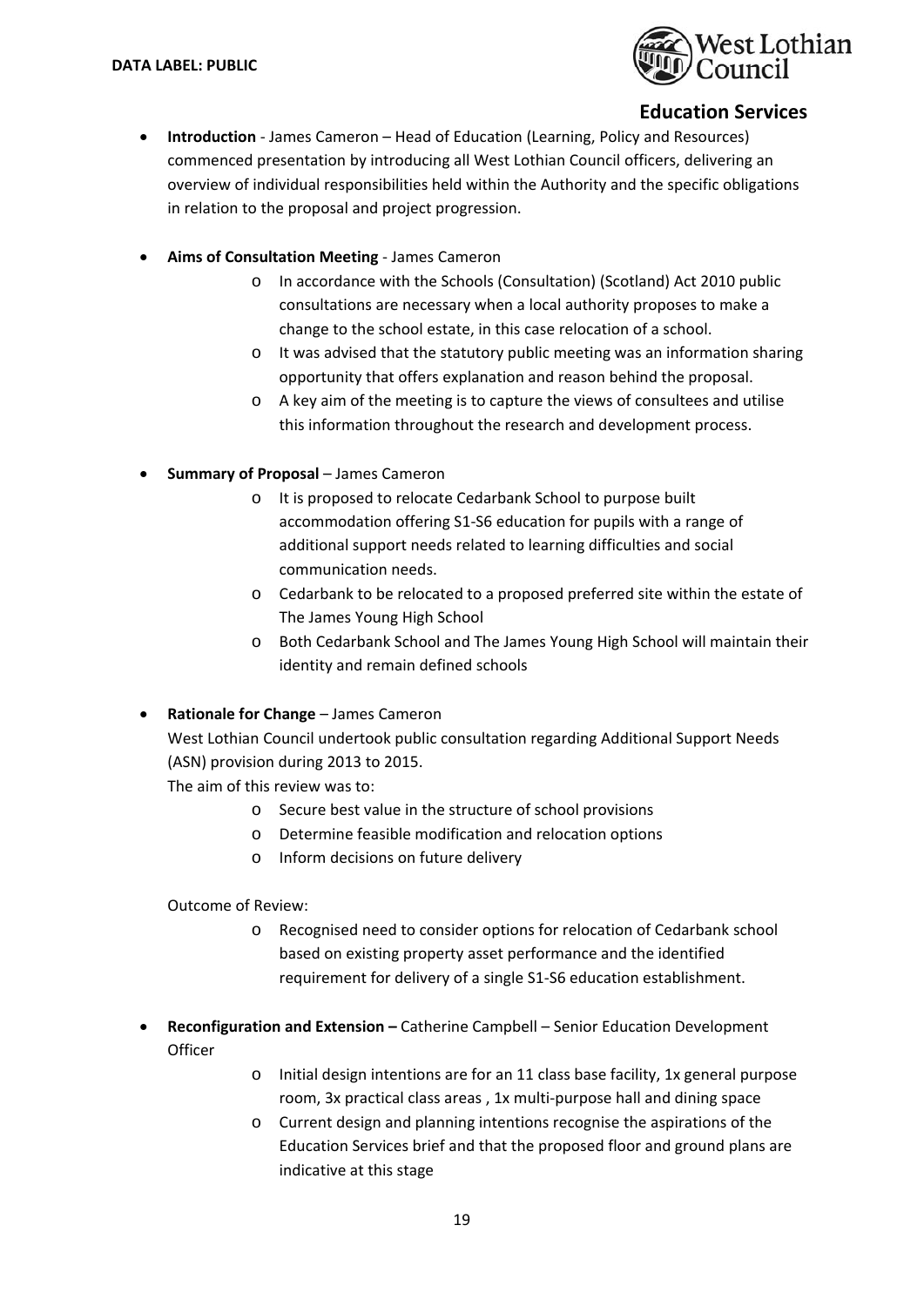- **Introduction** - James Cameron – Head of Education (Learning, Policy and Resources) commenced presentation by introducing all West Lothian Council officers, delivering an overview of individual responsibilities held within the Authority and the specific obligations in relation to the proposal and project progression.

- **Aims of Consultation Meeting** - James Cameron
  - In accordance with the Schools (Consultation) (Scotland) Act 2010 public consultations are necessary when a local authority proposes to make a change to the school estate, in this case relocation of a school.
  - It was advised that the statutory public meeting was an information sharing opportunity that offers explanation and reason behind the proposal.
  - A key aim of the meeting is to capture the views of consultees and utilise this information throughout the research and development process.

- **Summary of Proposal** – James Cameron
  - It is proposed to relocate Cedarbank School to purpose built accommodation offering S1-S6 education for pupils with a range of additional support needs related to learning difficulties and social communication needs.
  - Cedarbank to be relocated to a proposed preferred site within the estate of The James Young High School
  - Both Cedarbank School and The James Young High School will maintain their identity and remain defined schools

- **Rationale for Change** – James Cameron

  West Lothian Council undertook public consultation regarding Additional Support Needs (ASN) provision during 2013 to 2015.

  The aim of this review was to:
  - Secure best value in the structure of school provisions
  - Determine feasible modification and relocation options
  - Inform decisions on future delivery

  Outcome of Review:
  - Recognised need to consider options for relocation of Cedarbank school based on existing property asset performance and the identified requirement for delivery of a single S1-S6 education establishment.

- **Reconfiguration and Extension –** Catherine Campbell – Senior Education Development Officer
  - Initial design intentions are for an 11 class base facility, 1x general purpose room, 3x practical class areas , 1x multi-purpose hall and dining space
  - Current design and planning intentions recognise the aspirations of the Education Services brief and that the proposed floor and ground plans are indicative at this stage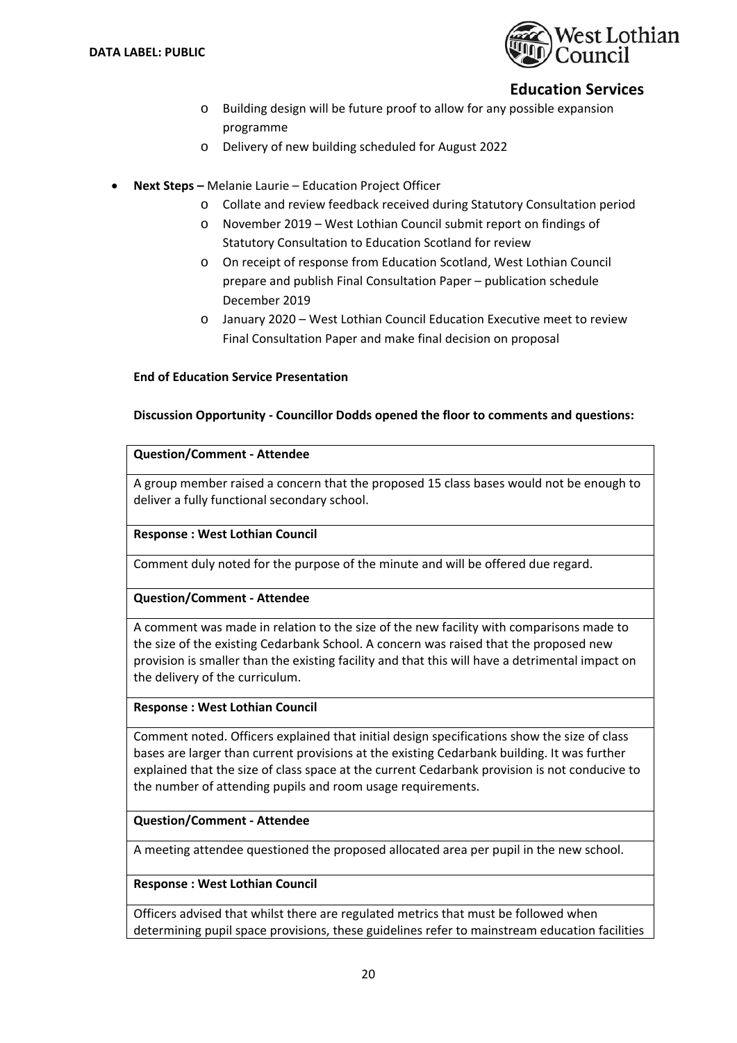- Building design will be future proof to allow for any possible expansion programme
- Delivery of new building scheduled for August 2022

- **Next Steps –** Melanie Laurie – Education Project Officer
  - Collate and review feedback received during Statutory Consultation period
  - November 2019 – West Lothian Council submit report on findings of Statutory Consultation to Education Scotland for review
  - On receipt of response from Education Scotland, West Lothian Council prepare and publish Final Consultation Paper – publication schedule December 2019
  - January 2020 – West Lothian Council Education Executive meet to review Final Consultation Paper and make final decision on proposal

**End of Education Service Presentation**

**Discussion Opportunity - Councillor Dodds opened the floor to comments and questions:**

| **Question/Comment - Attendee** |
|---|
| A group member raised a concern that the proposed 15 class bases would not be enough to deliver a fully functional secondary school. |
| **Response : West Lothian Council** |
| Comment duly noted for the purpose of the minute and will be offered due regard. |
| **Question/Comment - Attendee** |
| A comment was made in relation to the size of the new facility with comparisons made to the size of the existing Cedarbank School. A concern was raised that the proposed new provision is smaller than the existing facility and that this will have a detrimental impact on the delivery of the curriculum. |
| **Response : West Lothian Council** |
| Comment noted. Officers explained that initial design specifications show the size of class bases are larger than current provisions at the existing Cedarbank building. It was further explained that the size of class space at the current Cedarbank provision is not conducive to the number of attending pupils and room usage requirements. |
| **Question/Comment - Attendee** |
| A meeting attendee questioned the proposed allocated area per pupil in the new school. |
| **Response : West Lothian Council** |
| Officers advised that whilst there are regulated metrics that must be followed when determining pupil space provisions, these guidelines refer to mainstream education facilities |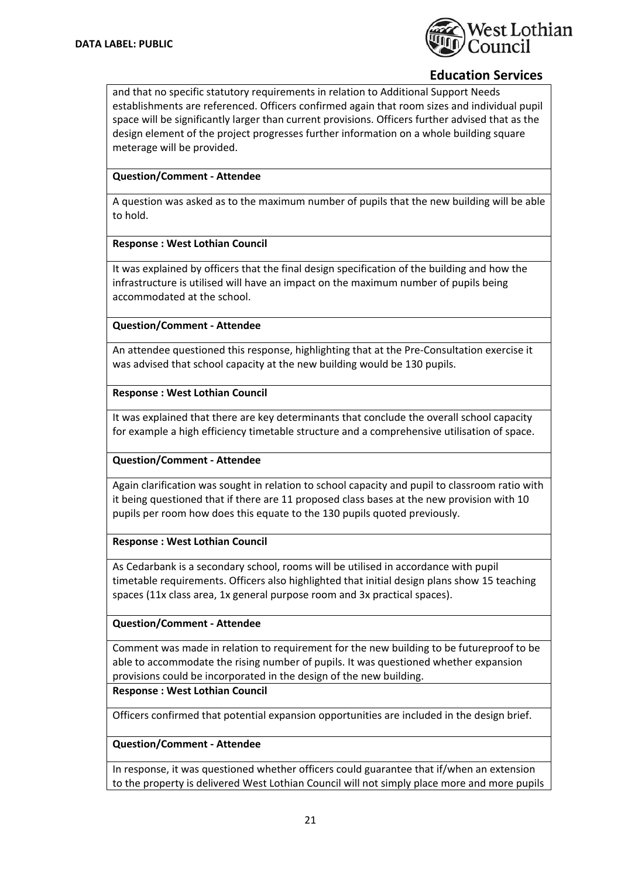and that no specific statutory requirements in relation to Additional Support Needs establishments are referenced. Officers confirmed again that room sizes and individual pupil space will be significantly larger than current provisions. Officers further advised that as the design element of the project progresses further information on a whole building square meterage will be provided.

**Question/Comment - Attendee**

A question was asked as to the maximum number of pupils that the new building will be able to hold.

**Response : West Lothian Council**

It was explained by officers that the final design specification of the building and how the infrastructure is utilised will have an impact on the maximum number of pupils being accommodated at the school.

**Question/Comment - Attendee**

An attendee questioned this response, highlighting that at the Pre-Consultation exercise it was advised that school capacity at the new building would be 130 pupils.

**Response : West Lothian Council**

It was explained that there are key determinants that conclude the overall school capacity for example a high efficiency timetable structure and a comprehensive utilisation of space.

**Question/Comment - Attendee**

Again clarification was sought in relation to school capacity and pupil to classroom ratio with it being questioned that if there are 11 proposed class bases at the new provision with 10 pupils per room how does this equate to the 130 pupils quoted previously.

**Response : West Lothian Council**

As Cedarbank is a secondary school, rooms will be utilised in accordance with pupil timetable requirements. Officers also highlighted that initial design plans show 15 teaching spaces (11x class area, 1x general purpose room and 3x practical spaces).

**Question/Comment - Attendee**

Comment was made in relation to requirement for the new building to be futureproof to be able to accommodate the rising number of pupils. It was questioned whether expansion provisions could be incorporated in the design of the new building.

**Response : West Lothian Council**

Officers confirmed that potential expansion opportunities are included in the design brief.

**Question/Comment - Attendee**

In response, it was questioned whether officers could guarantee that if/when an extension to the property is delivered West Lothian Council will not simply place more and more pupils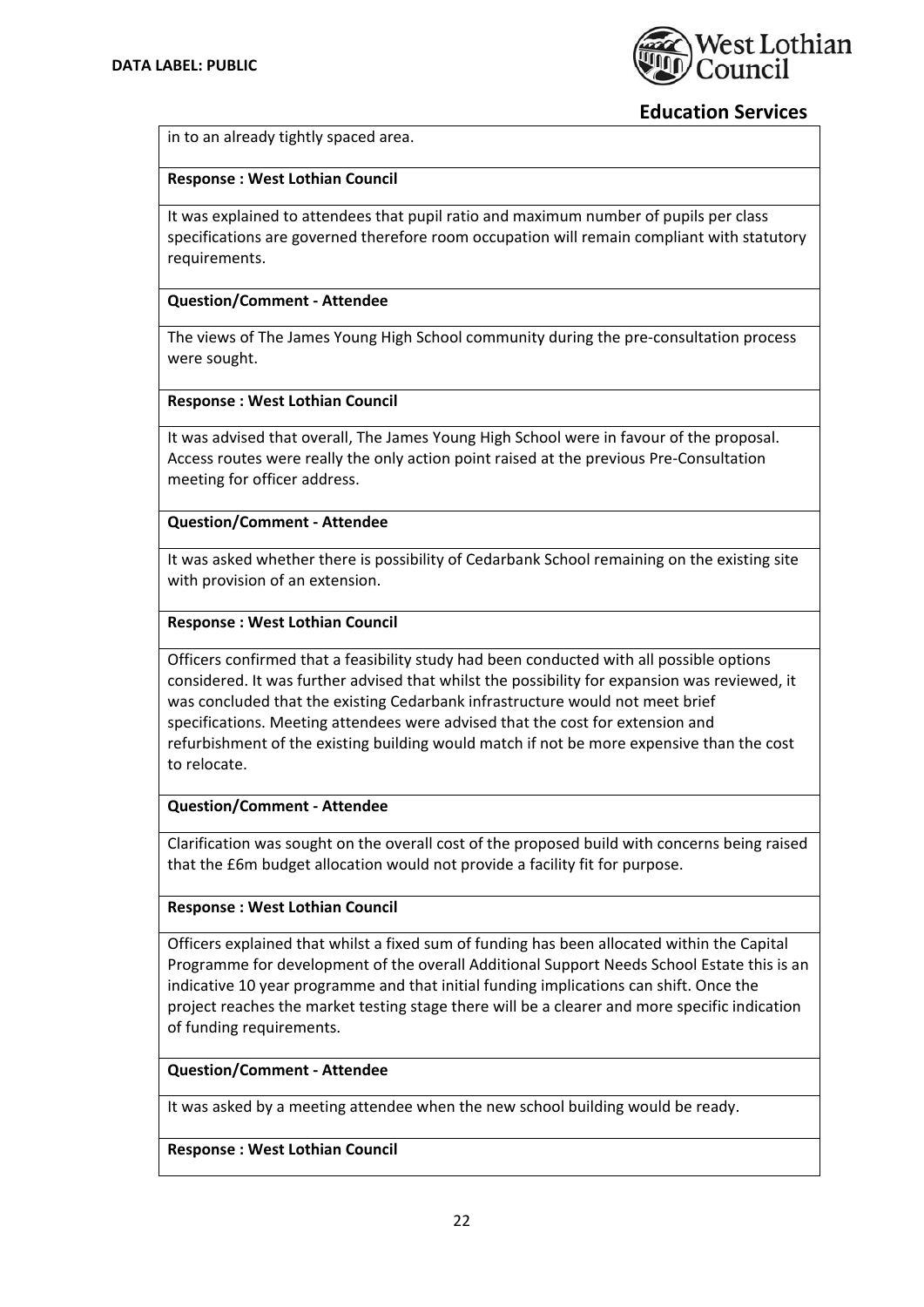in to an already tightly spaced area.

**Response : West Lothian Council**

It was explained to attendees that pupil ratio and maximum number of pupils per class specifications are governed therefore room occupation will remain compliant with statutory requirements.

**Question/Comment - Attendee**

The views of The James Young High School community during the pre-consultation process were sought.

**Response : West Lothian Council**

It was advised that overall, The James Young High School were in favour of the proposal. Access routes were really the only action point raised at the previous Pre-Consultation meeting for officer address.

**Question/Comment - Attendee**

It was asked whether there is possibility of Cedarbank School remaining on the existing site with provision of an extension.

**Response : West Lothian Council**

Officers confirmed that a feasibility study had been conducted with all possible options considered. It was further advised that whilst the possibility for expansion was reviewed, it was concluded that the existing Cedarbank infrastructure would not meet brief specifications. Meeting attendees were advised that the cost for extension and refurbishment of the existing building would match if not be more expensive than the cost to relocate.

**Question/Comment - Attendee**

Clarification was sought on the overall cost of the proposed build with concerns being raised that the £6m budget allocation would not provide a facility fit for purpose.

**Response : West Lothian Council**

Officers explained that whilst a fixed sum of funding has been allocated within the Capital Programme for development of the overall Additional Support Needs School Estate this is an indicative 10 year programme and that initial funding implications can shift. Once the project reaches the market testing stage there will be a clearer and more specific indication of funding requirements.

**Question/Comment - Attendee**

It was asked by a meeting attendee when the new school building would be ready.

**Response : West Lothian Council**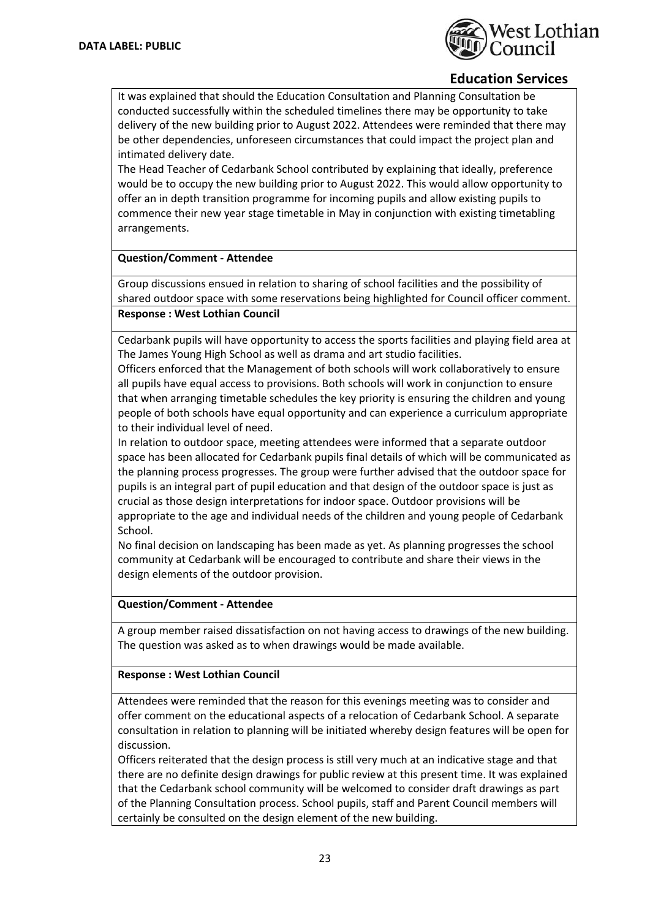It was explained that should the Education Consultation and Planning Consultation be conducted successfully within the scheduled timelines there may be opportunity to take delivery of the new building prior to August 2022. Attendees were reminded that there may be other dependencies, unforeseen circumstances that could impact the project plan and intimated delivery date.

The Head Teacher of Cedarbank School contributed by explaining that ideally, preference would be to occupy the new building prior to August 2022. This would allow opportunity to offer an in depth transition programme for incoming pupils and allow existing pupils to commence their new year stage timetable in May in conjunction with existing timetabling arrangements.

**Question/Comment - Attendee**

Group discussions ensued in relation to sharing of school facilities and the possibility of shared outdoor space with some reservations being highlighted for Council officer comment.

**Response : West Lothian Council**

Cedarbank pupils will have opportunity to access the sports facilities and playing field area at The James Young High School as well as drama and art studio facilities.

Officers enforced that the Management of both schools will work collaboratively to ensure all pupils have equal access to provisions. Both schools will work in conjunction to ensure that when arranging timetable schedules the key priority is ensuring the children and young people of both schools have equal opportunity and can experience a curriculum appropriate to their individual level of need.

In relation to outdoor space, meeting attendees were informed that a separate outdoor space has been allocated for Cedarbank pupils final details of which will be communicated as the planning process progresses. The group were further advised that the outdoor space for pupils is an integral part of pupil education and that design of the outdoor space is just as crucial as those design interpretations for indoor space. Outdoor provisions will be appropriate to the age and individual needs of the children and young people of Cedarbank School.

No final decision on landscaping has been made as yet. As planning progresses the school community at Cedarbank will be encouraged to contribute and share their views in the design elements of the outdoor provision.

**Question/Comment - Attendee**

A group member raised dissatisfaction on not having access to drawings of the new building. The question was asked as to when drawings would be made available.

**Response : West Lothian Council**

Attendees were reminded that the reason for this evenings meeting was to consider and offer comment on the educational aspects of a relocation of Cedarbank School. A separate consultation in relation to planning will be initiated whereby design features will be open for discussion.

Officers reiterated that the design process is still very much at an indicative stage and that there are no definite design drawings for public review at this present time. It was explained that the Cedarbank school community will be welcomed to consider draft drawings as part of the Planning Consultation process. School pupils, staff and Parent Council members will certainly be consulted on the design element of the new building.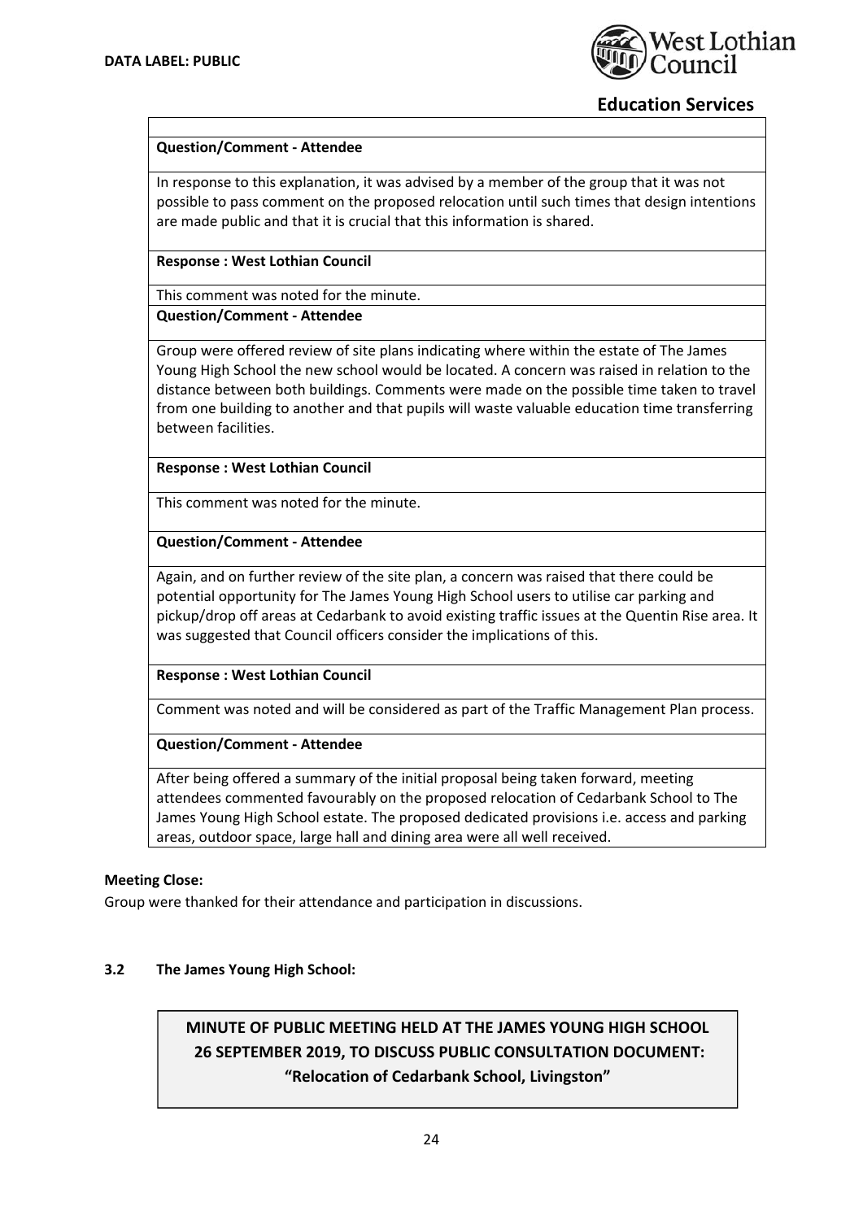**Question/Comment - Attendee**

In response to this explanation, it was advised by a member of the group that it was not possible to pass comment on the proposed relocation until such times that design intentions are made public and that it is crucial that this information is shared.

**Response : West Lothian Council**

This comment was noted for the minute.

**Question/Comment - Attendee**

Group were offered review of site plans indicating where within the estate of The James Young High School the new school would be located. A concern was raised in relation to the distance between both buildings. Comments were made on the possible time taken to travel from one building to another and that pupils will waste valuable education time transferring between facilities.

**Response : West Lothian Council**

This comment was noted for the minute.

**Question/Comment - Attendee**

Again, and on further review of the site plan, a concern was raised that there could be potential opportunity for The James Young High School users to utilise car parking and pickup/drop off areas at Cedarbank to avoid existing traffic issues at the Quentin Rise area. It was suggested that Council officers consider the implications of this.

**Response : West Lothian Council**

Comment was noted and will be considered as part of the Traffic Management Plan process.

**Question/Comment - Attendee**

After being offered a summary of the initial proposal being taken forward, meeting attendees commented favourably on the proposed relocation of Cedarbank School to The James Young High School estate. The proposed dedicated provisions i.e. access and parking areas, outdoor space, large hall and dining area were all well received.

**Meeting Close:**

Group were thanked for their attendance and participation in discussions.

### 3.2 The James Young High School:

**MINUTE OF PUBLIC MEETING HELD AT THE JAMES YOUNG HIGH SCHOOL 26 SEPTEMBER 2019, TO DISCUSS PUBLIC CONSULTATION DOCUMENT: "Relocation of Cedarbank School, Livingston"**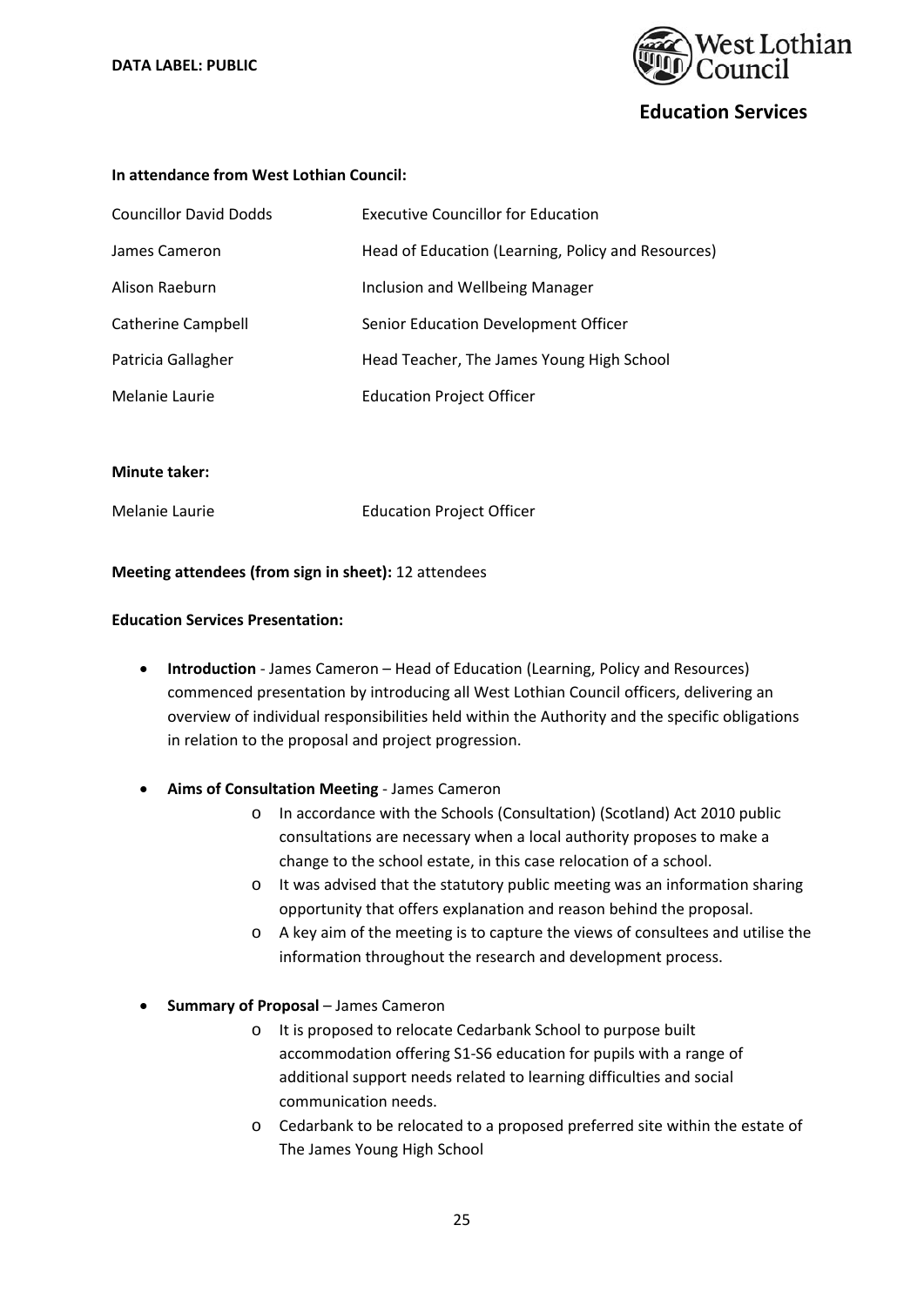**DATA LABEL: PUBLIC**

**Education Services**

**In attendance from West Lothian Council:**

| | |
|---|---|
| Councillor David Dodds | Executive Councillor for Education |
| James Cameron | Head of Education (Learning, Policy and Resources) |
| Alison Raeburn | Inclusion and Wellbeing Manager |
| Catherine Campbell | Senior Education Development Officer |
| Patricia Gallagher | Head Teacher, The James Young High School |
| Melanie Laurie | Education Project Officer |

**Minute taker:**

| | |
|---|---|
| Melanie Laurie | Education Project Officer |

**Meeting attendees (from sign in sheet):** 12 attendees

**Education Services Presentation:**

- **Introduction** - James Cameron – Head of Education (Learning, Policy and Resources) commenced presentation by introducing all West Lothian Council officers, delivering an overview of individual responsibilities held within the Authority and the specific obligations in relation to the proposal and project progression.

- **Aims of Consultation Meeting** - James Cameron
  - In accordance with the Schools (Consultation) (Scotland) Act 2010 public consultations are necessary when a local authority proposes to make a change to the school estate, in this case relocation of a school.
  - It was advised that the statutory public meeting was an information sharing opportunity that offers explanation and reason behind the proposal.
  - A key aim of the meeting is to capture the views of consultees and utilise the information throughout the research and development process.

- **Summary of Proposal** – James Cameron
  - It is proposed to relocate Cedarbank School to purpose built accommodation offering S1-S6 education for pupils with a range of additional support needs related to learning difficulties and social communication needs.
  - Cedarbank to be relocated to a proposed preferred site within the estate of The James Young High School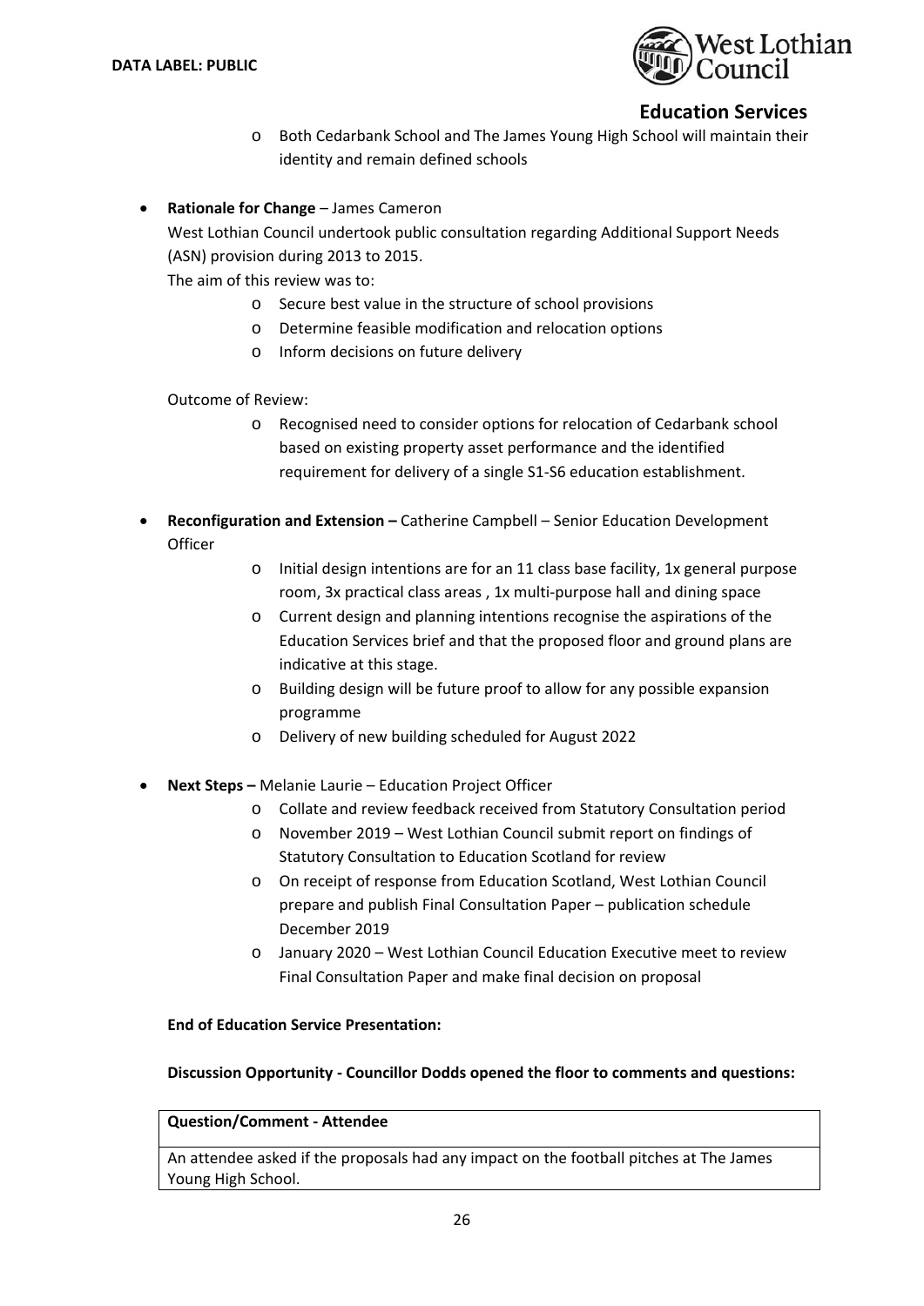- Both Cedarbank School and The James Young High School will maintain their identity and remain defined schools

- **Rationale for Change** – James Cameron

  West Lothian Council undertook public consultation regarding Additional Support Needs (ASN) provision during 2013 to 2015.

  The aim of this review was to:

  - Secure best value in the structure of school provisions
  - Determine feasible modification and relocation options
  - Inform decisions on future delivery

  Outcome of Review:

  - Recognised need to consider options for relocation of Cedarbank school based on existing property asset performance and the identified requirement for delivery of a single S1-S6 education establishment.

- **Reconfiguration and Extension –** Catherine Campbell – Senior Education Development Officer
  - Initial design intentions are for an 11 class base facility, 1x general purpose room, 3x practical class areas , 1x multi-purpose hall and dining space
  - Current design and planning intentions recognise the aspirations of the Education Services brief and that the proposed floor and ground plans are indicative at this stage.
  - Building design will be future proof to allow for any possible expansion programme
  - Delivery of new building scheduled for August 2022

- **Next Steps –** Melanie Laurie – Education Project Officer
  - Collate and review feedback received from Statutory Consultation period
  - November 2019 – West Lothian Council submit report on findings of Statutory Consultation to Education Scotland for review
  - On receipt of response from Education Scotland, West Lothian Council prepare and publish Final Consultation Paper – publication schedule December 2019
  - January 2020 – West Lothian Council Education Executive meet to review Final Consultation Paper and make final decision on proposal

**End of Education Service Presentation:**

**Discussion Opportunity - Councillor Dodds opened the floor to comments and questions:**

| **Question/Comment - Attendee** |
|---|
| An attendee asked if the proposals had any impact on the football pitches at The James Young High School. |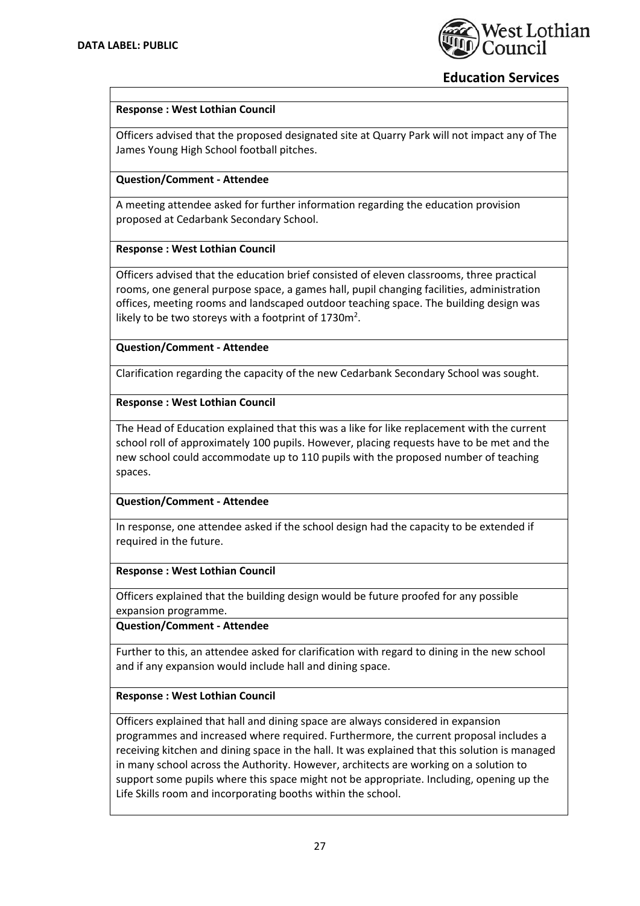**Response : West Lothian Council**

Officers advised that the proposed designated site at Quarry Park will not impact any of The James Young High School football pitches.

**Question/Comment - Attendee**

A meeting attendee asked for further information regarding the education provision proposed at Cedarbank Secondary School.

**Response : West Lothian Council**

Officers advised that the education brief consisted of eleven classrooms, three practical rooms, one general purpose space, a games hall, pupil changing facilities, administration offices, meeting rooms and landscaped outdoor teaching space. The building design was likely to be two storeys with a footprint of $1730m^2$.

**Question/Comment - Attendee**

Clarification regarding the capacity of the new Cedarbank Secondary School was sought.

**Response : West Lothian Council**

The Head of Education explained that this was a like for like replacement with the current school roll of approximately 100 pupils. However, placing requests have to be met and the new school could accommodate up to 110 pupils with the proposed number of teaching spaces.

**Question/Comment - Attendee**

In response, one attendee asked if the school design had the capacity to be extended if required in the future.

**Response : West Lothian Council**

Officers explained that the building design would be future proofed for any possible expansion programme.

**Question/Comment - Attendee**

Further to this, an attendee asked for clarification with regard to dining in the new school and if any expansion would include hall and dining space.

**Response : West Lothian Council**

Officers explained that hall and dining space are always considered in expansion programmes and increased where required. Furthermore, the current proposal includes a receiving kitchen and dining space in the hall. It was explained that this solution is managed in many school across the Authority. However, architects are working on a solution to support some pupils where this space might not be appropriate. Including, opening up the Life Skills room and incorporating booths within the school.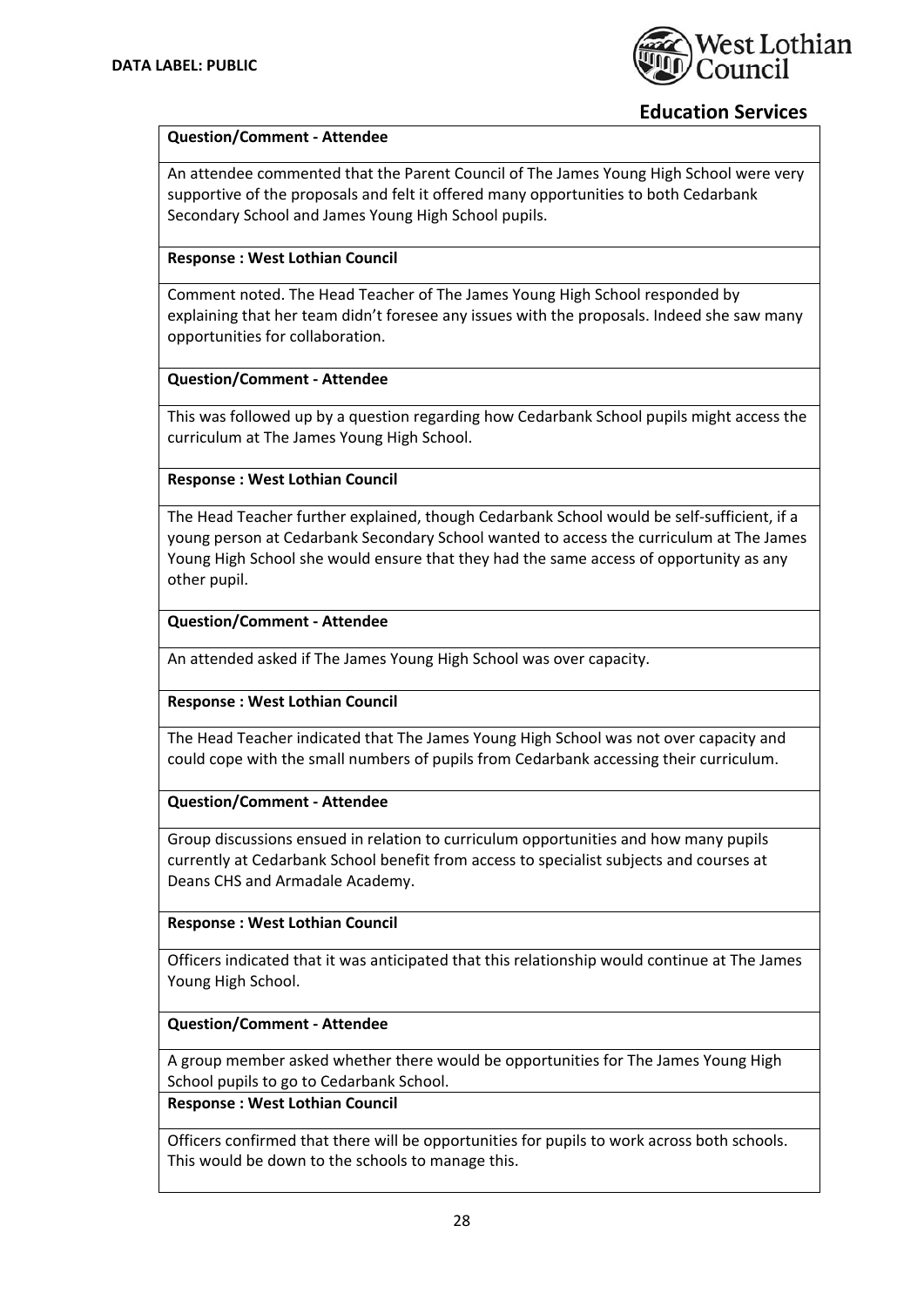**Question/Comment - Attendee**

An attendee commented that the Parent Council of The James Young High School were very supportive of the proposals and felt it offered many opportunities to both Cedarbank Secondary School and James Young High School pupils.

**Response : West Lothian Council**

Comment noted. The Head Teacher of The James Young High School responded by explaining that her team didn't foresee any issues with the proposals. Indeed she saw many opportunities for collaboration.

**Question/Comment - Attendee**

This was followed up by a question regarding how Cedarbank School pupils might access the curriculum at The James Young High School.

**Response : West Lothian Council**

The Head Teacher further explained, though Cedarbank School would be self-sufficient, if a young person at Cedarbank Secondary School wanted to access the curriculum at The James Young High School she would ensure that they had the same access of opportunity as any other pupil.

**Question/Comment - Attendee**

An attended asked if The James Young High School was over capacity.

**Response : West Lothian Council**

The Head Teacher indicated that The James Young High School was not over capacity and could cope with the small numbers of pupils from Cedarbank accessing their curriculum.

**Question/Comment - Attendee**

Group discussions ensued in relation to curriculum opportunities and how many pupils currently at Cedarbank School benefit from access to specialist subjects and courses at Deans CHS and Armadale Academy.

**Response : West Lothian Council**

Officers indicated that it was anticipated that this relationship would continue at The James Young High School.

**Question/Comment - Attendee**

A group member asked whether there would be opportunities for The James Young High School pupils to go to Cedarbank School.

**Response : West Lothian Council**

Officers confirmed that there will be opportunities for pupils to work across both schools. This would be down to the schools to manage this.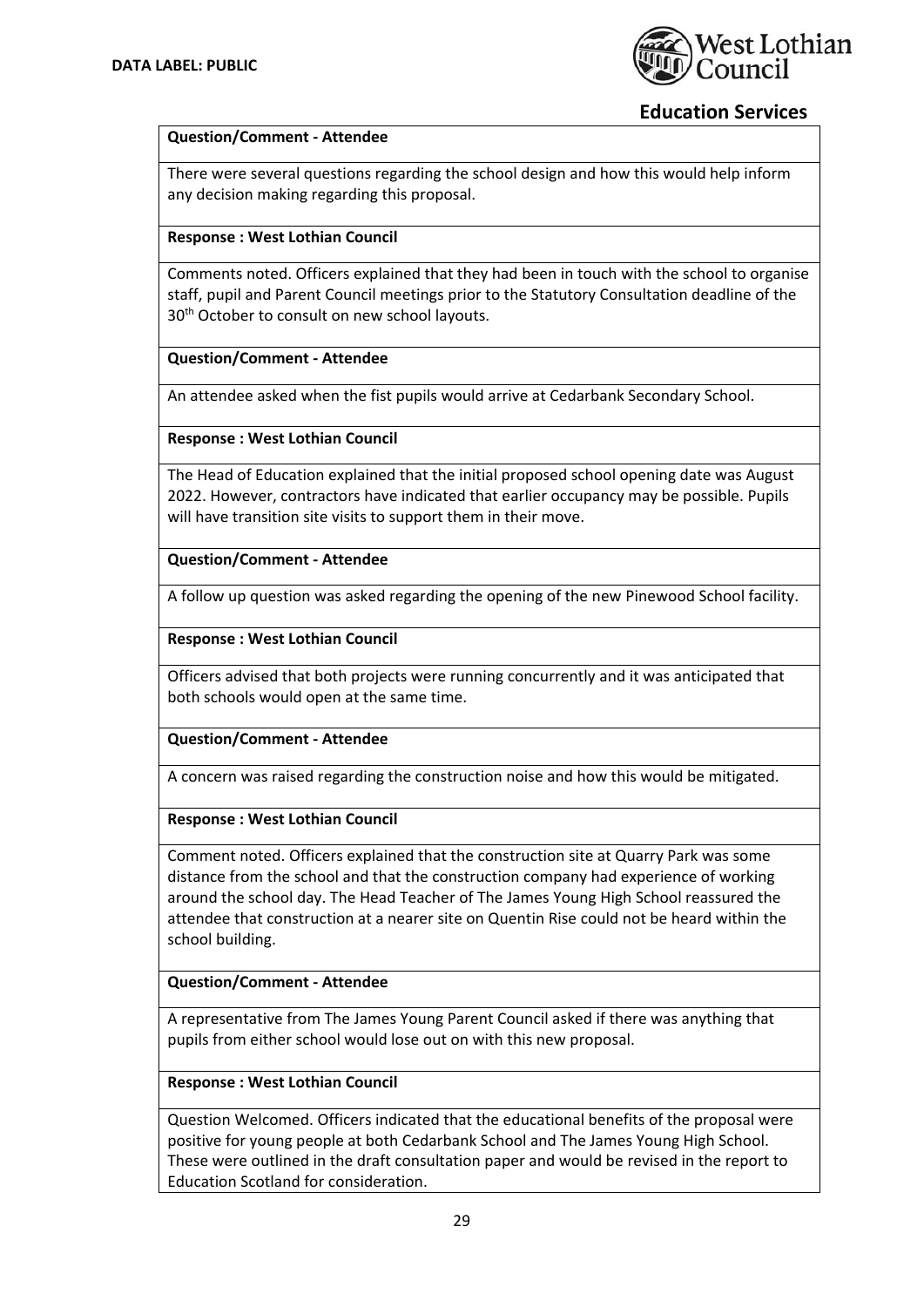| Question/Comment - Attendee |
|---|
| There were several questions regarding the school design and how this would help inform any decision making regarding this proposal. |
| **Response : West Lothian Council** |
| Comments noted. Officers explained that they had been in touch with the school to organise staff, pupil and Parent Council meetings prior to the Statutory Consultation deadline of the 30th October to consult on new school layouts. |
| **Question/Comment - Attendee** |
| An attendee asked when the fist pupils would arrive at Cedarbank Secondary School. |
| **Response : West Lothian Council** |
| The Head of Education explained that the initial proposed school opening date was August 2022. However, contractors have indicated that earlier occupancy may be possible. Pupils will have transition site visits to support them in their move. |
| **Question/Comment - Attendee** |
| A follow up question was asked regarding the opening of the new Pinewood School facility. |
| **Response : West Lothian Council** |
| Officers advised that both projects were running concurrently and it was anticipated that both schools would open at the same time. |
| **Question/Comment - Attendee** |
| A concern was raised regarding the construction noise and how this would be mitigated. |
| **Response : West Lothian Council** |
| Comment noted. Officers explained that the construction site at Quarry Park was some distance from the school and that the construction company had experience of working around the school day. The Head Teacher of The James Young High School reassured the attendee that construction at a nearer site on Quentin Rise could not be heard within the school building. |
| **Question/Comment - Attendee** |
| A representative from The James Young Parent Council asked if there was anything that pupils from either school would lose out on with this new proposal. |
| **Response : West Lothian Council** |
| Question Welcomed. Officers indicated that the educational benefits of the proposal were positive for young people at both Cedarbank School and The James Young High School. These were outlined in the draft consultation paper and would be revised in the report to Education Scotland for consideration. |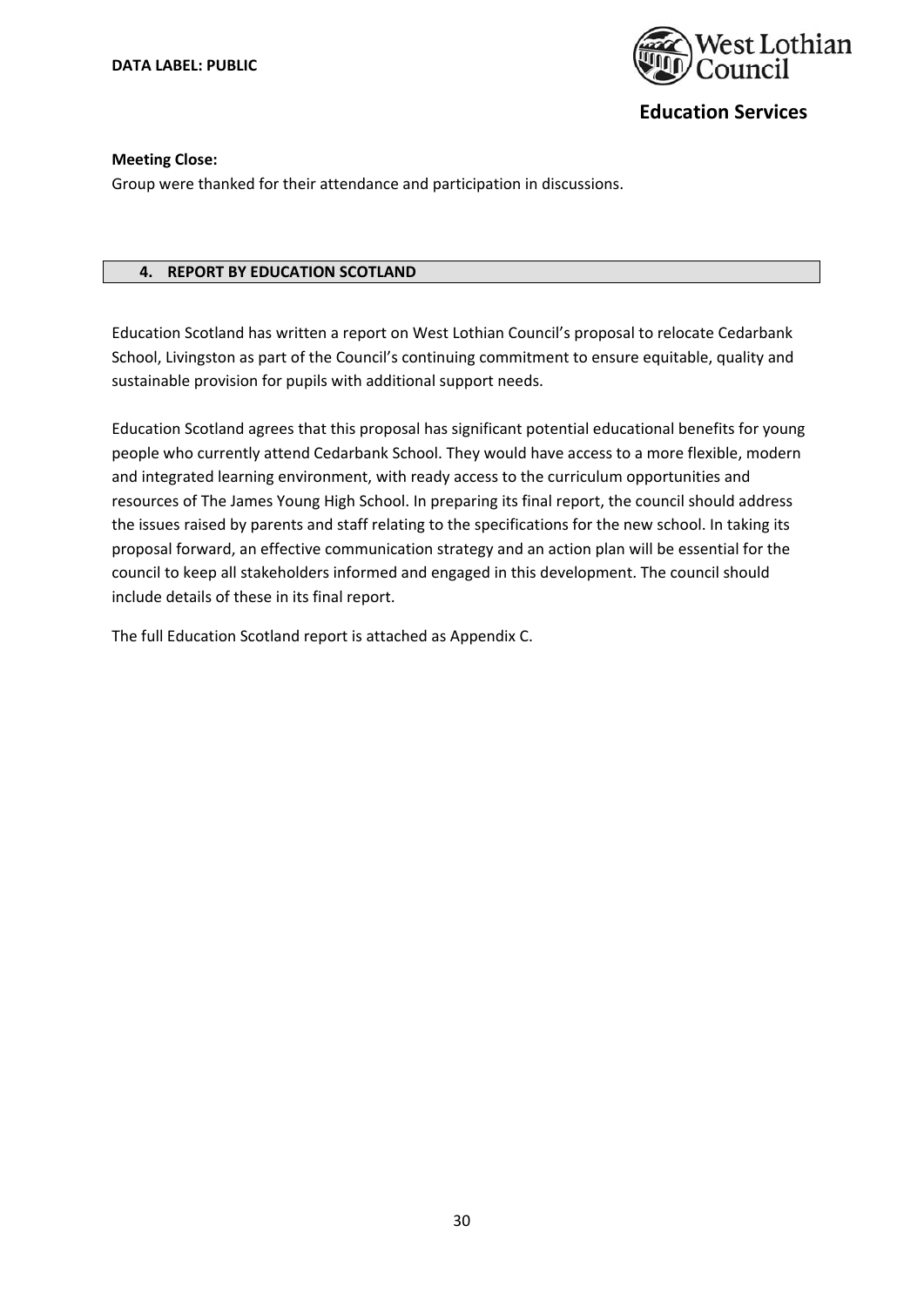**Meeting Close:**

Group were thanked for their attendance and participation in discussions.

## 4. REPORT BY EDUCATION SCOTLAND

Education Scotland has written a report on West Lothian Council's proposal to relocate Cedarbank School, Livingston as part of the Council's continuing commitment to ensure equitable, quality and sustainable provision for pupils with additional support needs.

Education Scotland agrees that this proposal has significant potential educational benefits for young people who currently attend Cedarbank School. They would have access to a more flexible, modern and integrated learning environment, with ready access to the curriculum opportunities and resources of The James Young High School. In preparing its final report, the council should address the issues raised by parents and staff relating to the specifications for the new school. In taking its proposal forward, an effective communication strategy and an action plan will be essential for the council to keep all stakeholders informed and engaged in this development. The council should include details of these in its final report.

The full Education Scotland report is attached as Appendix C.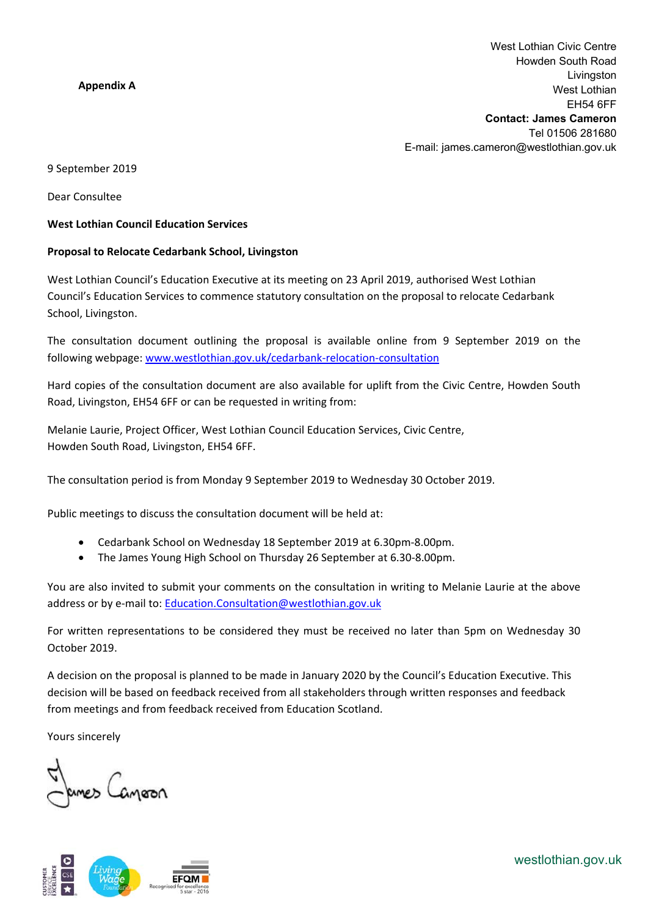**Appendix A**

West Lothian Civic Centre
Howden South Road
Livingston
West Lothian
EH54 6FF
**Contact: James Cameron**
Tel 01506 281680
E-mail: james.cameron@westlothian.gov.uk

9 September 2019

Dear Consultee

**West Lothian Council Education Services**

**Proposal to Relocate Cedarbank School, Livingston**

West Lothian Council's Education Executive at its meeting on 23 April 2019, authorised West Lothian Council's Education Services to commence statutory consultation on the proposal to relocate Cedarbank School, Livingston.

The consultation document outlining the proposal is available online from 9 September 2019 on the following webpage: [www.westlothian.gov.uk/cedarbank-relocation-consultation](http://www.westlothian.gov.uk/cedarbank-relocation-consultation)

Hard copies of the consultation document are also available for uplift from the Civic Centre, Howden South Road, Livingston, EH54 6FF or can be requested in writing from:

Melanie Laurie, Project Officer, West Lothian Council Education Services, Civic Centre, Howden South Road, Livingston, EH54 6FF.

The consultation period is from Monday 9 September 2019 to Wednesday 30 October 2019.

Public meetings to discuss the consultation document will be held at:

- Cedarbank School on Wednesday 18 September 2019 at 6.30pm-8.00pm.
- The James Young High School on Thursday 26 September at 6.30-8.00pm.

You are also invited to submit your comments on the consultation in writing to Melanie Laurie at the above address or by e-mail to: [Education.Consultation@westlothian.gov.uk](mailto:Education.Consultation@westlothian.gov.uk)

For written representations to be considered they must be received no later than 5pm on Wednesday 30 October 2019.

A decision on the proposal is planned to be made in January 2020 by the Council's Education Executive. This decision will be based on feedback received from all stakeholders through written responses and feedback from meetings and from feedback received from Education Scotland.

Yours sincerely

James Cameron

westlothian.gov.uk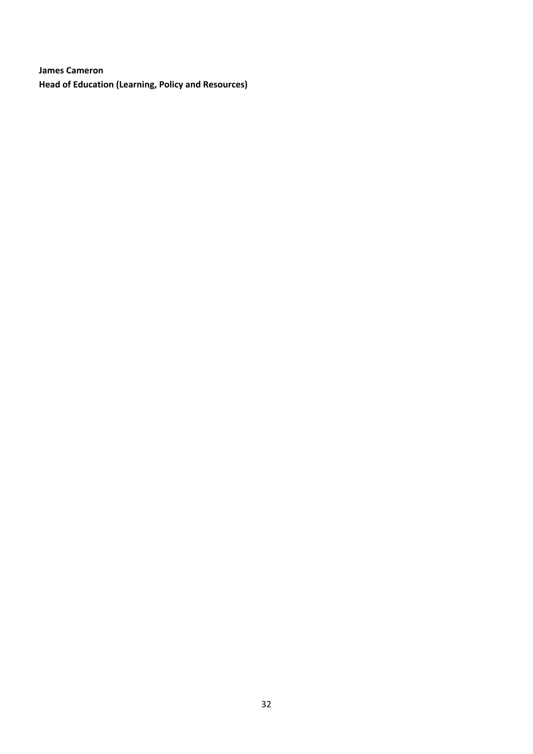**James Cameron**
**Head of Education (Learning, Policy and Resources)**